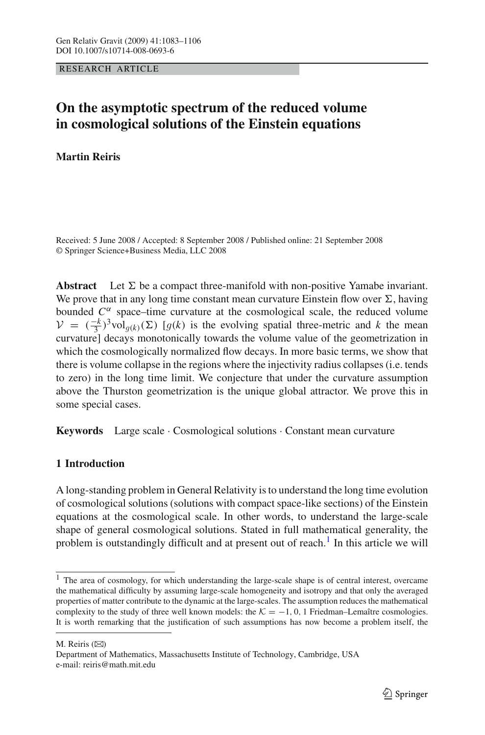RESEARCH ARTICLE

# On the asymptotic spectrum of the reduced volume in cosmological solutions of the Einstein equations

**Martin Reiris**

Received: 5 June 2008 / Accepted: 8 September 2008 / Published online: 21 September 2008
© Springer Science+Business Media, LLC 2008

**Abstract** Let $\Sigma$ be a compact three-manifold with non-positive Yamabe invariant. We prove that in any long time constant mean curvature Einstein flow over $\Sigma$, having bounded $C^{\alpha}$ space–time curvature at the cosmological scale, the reduced volume $\mathcal{V} = (\frac{-k}{3})^3 \text{vol}_{g(k)}(\Sigma)$ [$g(k)$ is the evolving spatial three-metric and $k$ the mean curvature] decays monotonically towards the volume value of the geometrization in which the cosmologically normalized flow decays. In more basic terms, we show that there is volume collapse in the regions where the injectivity radius collapses (i.e. tends to zero) in the long time limit. We conjecture that under the curvature assumption above the Thurston geometrization is the unique global attractor. We prove this in some special cases.

**Keywords** Large scale · Cosmological solutions · Constant mean curvature

## 1 Introduction

A long-standing problem in General Relativity is to understand the long time evolution of cosmological solutions (solutions with compact space-like sections) of the Einstein equations at the cosmological scale. In other words, to understand the large-scale shape of general cosmological solutions. Stated in full mathematical generality, the problem is outstandingly difficult and at present out of reach.[1] In this article we will

[1] The area of cosmology, for which understanding the large-scale shape is of central interest, overcame the mathematical difficulty by assuming large-scale homogeneity and isotropy and that only the averaged properties of matter contribute to the dynamic at the large-scales. The assumption reduces the mathematical complexity to the study of three well known models: the $\mathcal{K} = -1, 0, 1$ Friedman–Lemaître cosmologies. It is worth remarking that the justification of such assumptions has now become a problem itself, the

M. Reiris (✉)
Department of Mathematics, Massachusetts Institute of Technology, Cambridge, USA
e-mail: reiris@math.mit.edu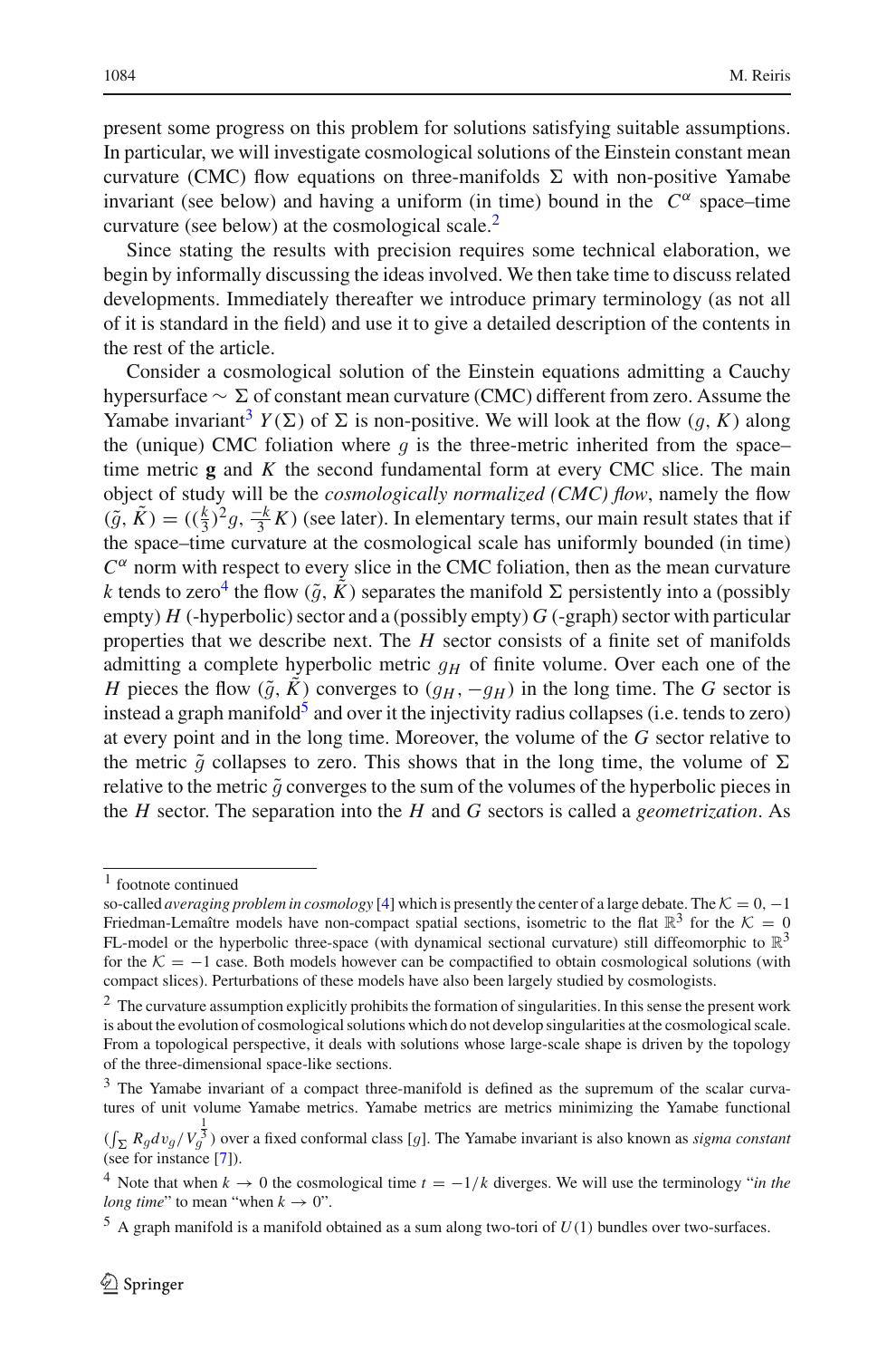present some progress on this problem for solutions satisfying suitable assumptions. In particular, we will investigate cosmological solutions of the Einstein constant mean curvature (CMC) flow equations on three-manifolds $\Sigma$ with non-positive Yamabe invariant (see below) and having a uniform (in time) bound in the $C^{\alpha}$ space–time curvature (see below) at the cosmological scale.[2]

Since stating the results with precision requires some technical elaboration, we begin by informally discussing the ideas involved. We then take time to discuss related developments. Immediately thereafter we introduce primary terminology (as not all of it is standard in the field) and use it to give a detailed description of the contents in the rest of the article.

Consider a cosmological solution of the Einstein equations admitting a Cauchy hypersurface $\sim \Sigma$ of constant mean curvature (CMC) different from zero. Assume the Yamabe invariant[3] $Y(\Sigma)$ of $\Sigma$ is non-positive. We will look at the flow $(g, K)$ along the (unique) CMC foliation where $g$ is the three-metric inherited from the space–time metric $\mathbf{g}$ and $K$ the second fundamental form at every CMC slice. The main object of study will be the *cosmologically normalized (CMC) flow*, namely the flow $(\tilde{g}, \tilde{K}) = ((\frac{k}{3})^2 g, \frac{-k}{3} K)$ (see later). In elementary terms, our main result states that if the space–time curvature at the cosmological scale has uniformly bounded (in time) $C^{\alpha}$ norm with respect to every slice in the CMC foliation, then as the mean curvature $k$ tends to zero[4] the flow $(\tilde{g}, \tilde{K})$ separates the manifold $\Sigma$ persistently into a (possibly empty) $H$ (-hyperbolic) sector and a (possibly empty) $G$ (-graph) sector with particular properties that we describe next. The $H$ sector consists of a finite set of manifolds admitting a complete hyperbolic metric $g_H$ of finite volume. Over each one of the $H$ pieces the flow $(\tilde{g}, \tilde{K})$ converges to $(g_H, -g_H)$ in the long time. The $G$ sector is instead a graph manifold[5] and over it the injectivity radius collapses (i.e. tends to zero) at every point and in the long time. Moreover, the volume of the $G$ sector relative to the metric $\tilde{g}$ collapses to zero. This shows that in the long time, the volume of $\Sigma$ relative to the metric $\tilde{g}$ converges to the sum of the volumes of the hyperbolic pieces in the $H$ sector. The separation into the $H$ and $G$ sectors is called a *geometrization*. As

---

[1] footnote continued
so-called *averaging problem in cosmology* [4] which is presently the center of a large debate. The $\mathcal{K} = 0, -1$ Friedman-Lemaître models have non-compact spatial sections, isometric to the flat $\mathbb{R}^3$ for the $\mathcal{K} = 0$ FL-model or the hyperbolic three-space (with dynamical sectional curvature) still diffeomorphic to $\mathbb{R}^3$ for the $\mathcal{K} = -1$ case. Both models however can be compactified to obtain cosmological solutions (with compact slices). Perturbations of these models have also been largely studied by cosmologists.

[2] The curvature assumption explicitly prohibits the formation of singularities. In this sense the present work is about the evolution of cosmological solutions which do not develop singularities at the cosmological scale. From a topological perspective, it deals with solutions whose large-scale shape is driven by the topology of the three-dimensional space-like sections.

[3] The Yamabe invariant of a compact three-manifold is defined as the supremum of the scalar curvatures of unit volume Yamabe metrics. Yamabe metrics are metrics minimizing the Yamabe functional $(\int_{\Sigma} R_g dv_g / V_g^{\frac{1}{3}})$ over a fixed conformal class $[g]$. The Yamabe invariant is also known as *sigma constant* (see for instance [7]).

[4] Note that when $k \to 0$ the cosmological time $t = -1/k$ diverges. We will use the terminology "*in the long time*" to mean "when $k \to 0$".

[5] A graph manifold is a manifold obtained as a sum along two-tori of $U(1)$ bundles over two-surfaces.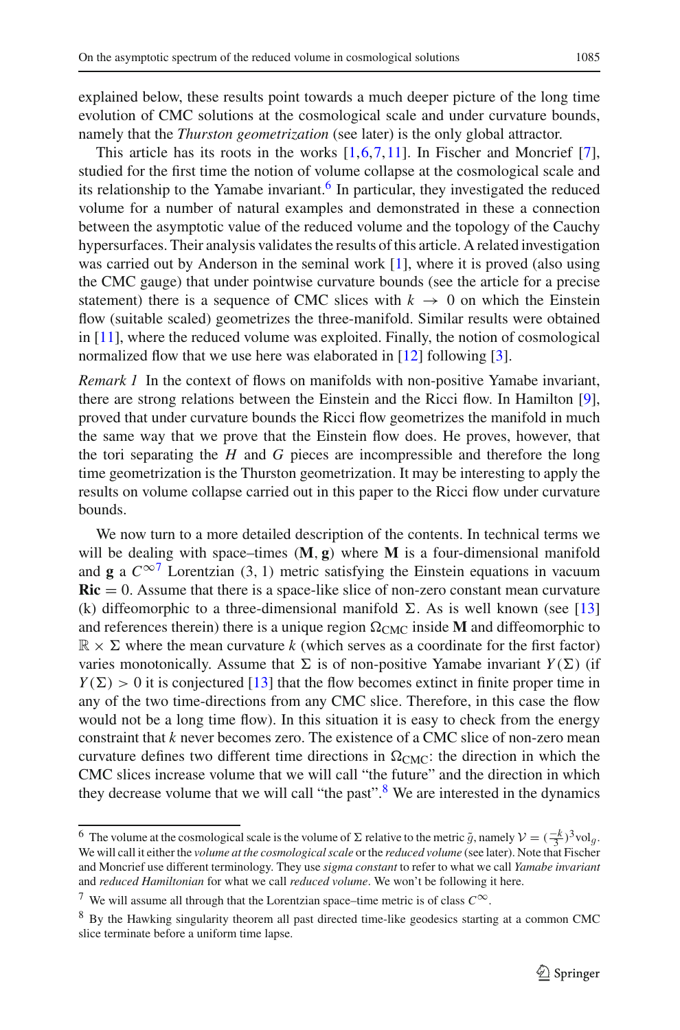explained below, these results point towards a much deeper picture of the long time evolution of CMC solutions at the cosmological scale and under curvature bounds, namely that the *Thurston geometrization* (see later) is the only global attractor.

This article has its roots in the works [1,6,7,11]. In Fischer and Moncrief [7], studied for the first time the notion of volume collapse at the cosmological scale and its relationship to the Yamabe invariant.[6] In particular, they investigated the reduced volume for a number of natural examples and demonstrated in these a connection between the asymptotic value of the reduced volume and the topology of the Cauchy hypersurfaces. Their analysis validates the results of this article. A related investigation was carried out by Anderson in the seminal work [1], where it is proved (also using the CMC gauge) that under pointwise curvature bounds (see the article for a precise statement) there is a sequence of CMC slices with $k \to 0$ on which the Einstein flow (suitable scaled) geometrizes the three-manifold. Similar results were obtained in [11], where the reduced volume was exploited. Finally, the notion of cosmological normalized flow that we use here was elaborated in [12] following [3].

*Remark 1* In the context of flows on manifolds with non-positive Yamabe invariant, there are strong relations between the Einstein and the Ricci flow. In Hamilton [9], proved that under curvature bounds the Ricci flow geometrizes the manifold in much the same way that we prove that the Einstein flow does. He proves, however, that the tori separating the $H$ and $G$ pieces are incompressible and therefore the long time geometrization is the Thurston geometrization. It may be interesting to apply the results on volume collapse carried out in this paper to the Ricci flow under curvature bounds.

We now turn to a more detailed description of the contents. In technical terms we will be dealing with space–times $(\mathbf{M}, \mathbf{g})$ where $\mathbf{M}$ is a four-dimensional manifold and $\mathbf{g}$ a $C^{\infty}$[7] Lorentzian $(3, 1)$ metric satisfying the Einstein equations in vacuum $\mathbf{Ric} = 0$. Assume that there is a space-like slice of non-zero constant mean curvature (k) diffeomorphic to a three-dimensional manifold $\Sigma$. As is well known (see [13] and references therein) there is a unique region $\Omega_{\rm CMC}$ inside $\mathbf{M}$ and diffeomorphic to $\mathbb{R} \times \Sigma$ where the mean curvature $k$ (which serves as a coordinate for the first factor) varies monotonically. Assume that $\Sigma$ is of non-positive Yamabe invariant $Y(\Sigma)$ (if $Y(\Sigma) > 0$ it is conjectured [13] that the flow becomes extinct in finite proper time in any of the two time-directions from any CMC slice. Therefore, in this case the flow would not be a long time flow). In this situation it is easy to check from the energy constraint that $k$ never becomes zero. The existence of a CMC slice of non-zero mean curvature defines two different time directions in $\Omega_{\rm CMC}$: the direction in which the CMC slices increase volume that we will call "the future" and the direction in which they decrease volume that we will call "the past".[8] We are interested in the dynamics

---

[6] The volume at the cosmological scale is the volume of $\Sigma$ relative to the metric $\tilde{g}$, namely $\mathcal{V} = (\frac{-k}{3})^3 \mathrm{vol}_g$. We will call it either the *volume at the cosmological scale* or the *reduced volume* (see later). Note that Fischer and Moncrief use different terminology. They use *sigma constant* to refer to what we call *Yamabe invariant* and *reduced Hamiltonian* for what we call *reduced volume*. We won't be following it here.

[7] We will assume all through that the Lorentzian space–time metric is of class $C^{\infty}$.

[8] By the Hawking singularity theorem all past directed time-like geodesics starting at a common CMC slice terminate before a uniform time lapse.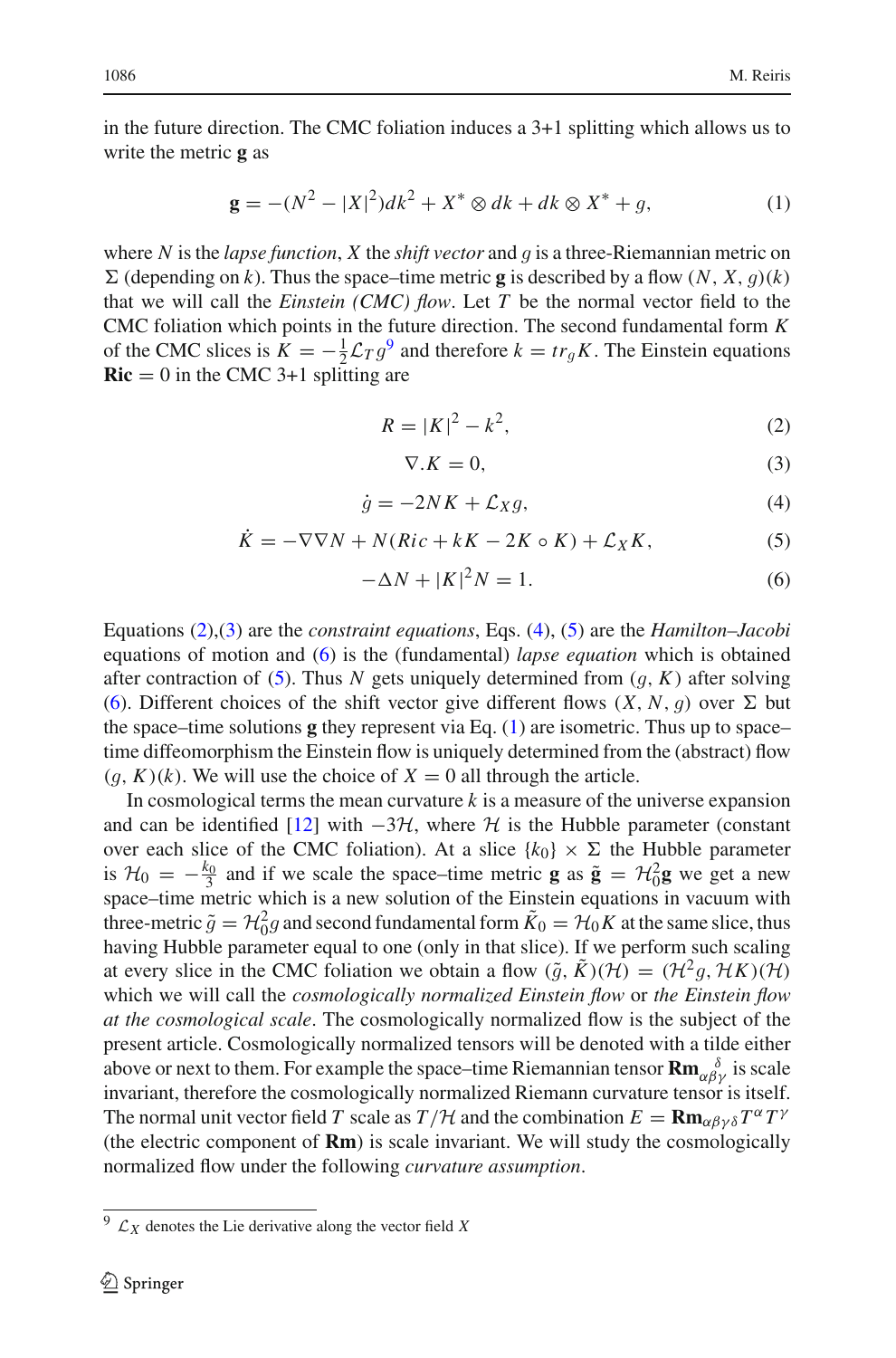in the future direction. The CMC foliation induces a 3+1 splitting which allows us to write the metric $\mathbf{g}$ as

$$\mathbf{g} = -(N^2 - |X|^2)dk^2 + X^* \otimes dk + dk \otimes X^* + g, \tag{1}$$

where $N$ is the *lapse function*, $X$ the *shift vector* and $g$ is a three-Riemannian metric on $\Sigma$ (depending on $k$). Thus the space–time metric $\mathbf{g}$ is described by a flow $(N, X, g)(k)$ that we will call the *Einstein (CMC) flow*. Let $T$ be the normal vector field to the CMC foliation which points in the future direction. The second fundamental form $K$ of the CMC slices is $K = -\frac{1}{2}\mathcal{L}_T g$[9] and therefore $k = tr_g K$. The Einstein equations $\mathbf{Ric} = 0$ in the CMC 3+1 splitting are

$$R = |K|^2 - k^2, \tag{2}$$

$$\nabla . K = 0, \tag{3}$$

$$\dot{g} = -2NK + \mathcal{L}_X g, \tag{4}$$

$$\dot{K} = -\nabla\nabla N + N(Ric + kK - 2K \circ K) + \mathcal{L}_X K, \tag{5}$$

$$-\Delta N + |K|^2 N = 1. \tag{6}$$

Equations (2),(3) are the *constraint equations*, Eqs. (4), (5) are the *Hamilton–Jacobi* equations of motion and (6) is the (fundamental) *lapse equation* which is obtained after contraction of (5). Thus $N$ gets uniquely determined from $(g, K)$ after solving (6). Different choices of the shift vector give different flows $(X, N, g)$ over $\Sigma$ but the space–time solutions $\mathbf{g}$ they represent via Eq. (1) are isometric. Thus up to space–time diffeomorphism the Einstein flow is uniquely determined from the (abstract) flow $(g, K)(k)$. We will use the choice of $X = 0$ all through the article.

In cosmological terms the mean curvature $k$ is a measure of the universe expansion and can be identified [12] with $-3\mathcal{H}$, where $\mathcal{H}$ is the Hubble parameter (constant over each slice of the CMC foliation). At a slice $\{k_0\} \times \Sigma$ the Hubble parameter is $\mathcal{H}_0 = -\frac{k_0}{3}$ and if we scale the space–time metric $\mathbf{g}$ as $\tilde{\mathbf{g}} = \mathcal{H}_0^2 \mathbf{g}$ we get a new space–time metric which is a new solution of the Einstein equations in vacuum with three-metric $\tilde{g} = \mathcal{H}_0^2 g$ and second fundamental form $\tilde{K}_0 = \mathcal{H}_0 K$ at the same slice, thus having Hubble parameter equal to one (only in that slice). If we perform such scaling at every slice in the CMC foliation we obtain a flow $(\tilde{g}, \tilde{K})(\mathcal{H}) = (\mathcal{H}^2 g, \mathcal{H} K)(\mathcal{H})$ which we will call the *cosmologically normalized Einstein flow* or *the Einstein flow at the cosmological scale*. The cosmologically normalized flow is the subject of the present article. Cosmologically normalized tensors will be denoted with a tilde either above or next to them. For example the space–time Riemannian tensor $\mathbf{Rm}_{\alpha\beta\gamma}^{\ \ \ \ \delta}$ is scale invariant, therefore the cosmologically normalized Riemann curvature tensor is itself. The normal unit vector field $T$ scale as $T/\mathcal{H}$ and the combination $E = \mathbf{Rm}_{\alpha\beta\gamma\delta} T^\alpha T^\gamma$ (the electric component of $\mathbf{Rm}$) is scale invariant. We will study the cosmologically normalized flow under the following *curvature assumption*.

[9] $\mathcal{L}_X$ denotes the Lie derivative along the vector field $X$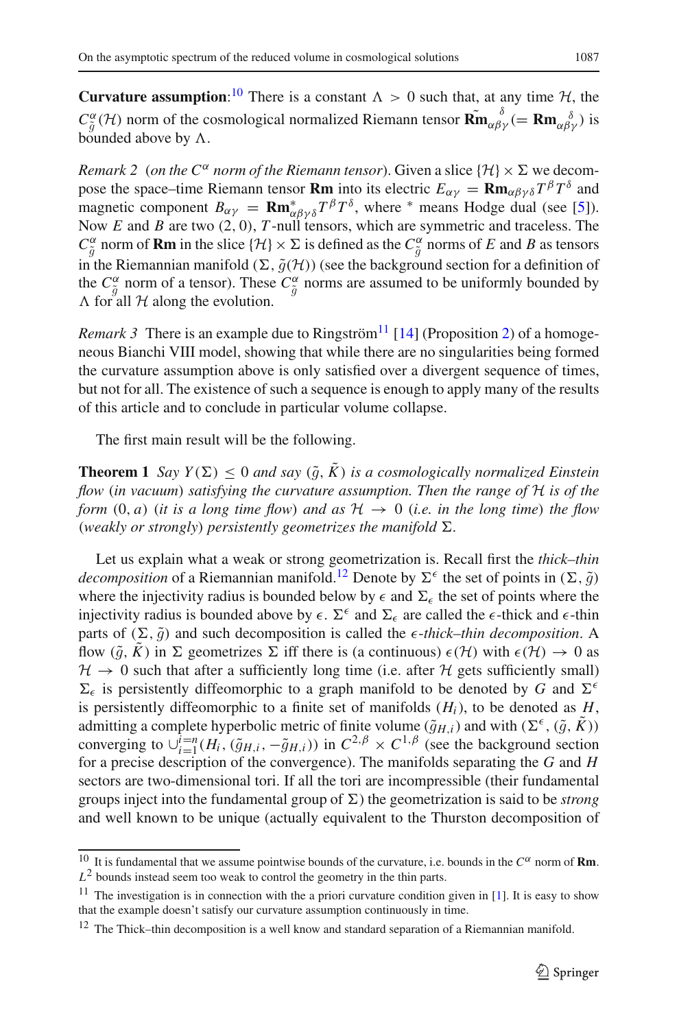**Curvature assumption**:[10] There is a constant $\Lambda > 0$ such that, at any time $\mathcal{H}$, the $C^{\alpha}_{\tilde{g}}(\mathcal{H})$ norm of the cosmological normalized Riemann tensor $\tilde{\mathbf{Rm}}_{\alpha\beta\gamma}^{\ \ \ \ \delta} (= \mathbf{Rm}_{\alpha\beta\gamma}^{\ \ \ \ \delta})$ is bounded above by $\Lambda$.

*Remark 2* (*on the $C^{\alpha}$ norm of the Riemann tensor*). Given a slice $\{\mathcal{H}\} \times \Sigma$ we decompose the space–time Riemann tensor $\mathbf{Rm}$ into its electric $E_{\alpha\gamma} = \mathbf{Rm}_{\alpha\beta\gamma\delta} T^{\beta} T^{\delta}$ and magnetic component $B_{\alpha\gamma} = \mathbf{Rm}^{*}_{\alpha\beta\gamma\delta} T^{\beta} T^{\delta}$, where $^{*}$ means Hodge dual (see [5]). Now $E$ and $B$ are two $(2, 0)$, $T$-null tensors, which are symmetric and traceless. The $C^{\alpha}_{\tilde{g}}$ norm of $\mathbf{Rm}$ in the slice $\{\mathcal{H}\} \times \Sigma$ is defined as the $C^{\alpha}_{\tilde{g}}$ norms of $E$ and $B$ as tensors in the Riemannian manifold $(\Sigma, \tilde{g}(\mathcal{H}))$ (see the background section for a definition of the $C^{\alpha}_{\tilde{g}}$ norm of a tensor). These $C^{\alpha}_{\tilde{g}}$ norms are assumed to be uniformly bounded by $\Lambda$ for all $\mathcal{H}$ along the evolution.

*Remark 3* There is an example due to Ringström[11] [14] (Proposition 2) of a homogeneous Bianchi VIII model, showing that while there are no singularities being formed the curvature assumption above is only satisfied over a divergent sequence of times, but not for all. The existence of such a sequence is enough to apply many of the results of this article and to conclude in particular volume collapse.

The first main result will be the following.

**Theorem 1** *Say $Y(\Sigma) \leq 0$ and say $(\tilde{g}, \tilde{K})$ is a cosmologically normalized Einstein flow* (*in vacuum*) *satisfying the curvature assumption. Then the range of $\mathcal{H}$ is of the form* $(0, a)$ (*it is a long time flow*) *and as $\mathcal{H} \to 0$* (*i.e. in the long time*) *the flow* (*weakly or strongly*) *persistently geometrizes the manifold $\Sigma$.*

Let us explain what a weak or strong geometrization is. Recall first the *thick–thin decomposition* of a Riemannian manifold.[12] Denote by $\Sigma^{\epsilon}$ the set of points in $(\Sigma, \tilde{g})$ where the injectivity radius is bounded below by $\epsilon$ and $\Sigma_{\epsilon}$ the set of points where the injectivity radius is bounded above by $\epsilon$. $\Sigma^{\epsilon}$ and $\Sigma_{\epsilon}$ are called the $\epsilon$-thick and $\epsilon$-thin parts of $(\Sigma, \tilde{g})$ and such decomposition is called the *$\epsilon$-thick–thin decomposition*. A flow $(\tilde{g}, \tilde{K})$ in $\Sigma$ geometrizes $\Sigma$ iff there is (a continuous) $\epsilon(\mathcal{H})$ with $\epsilon(\mathcal{H}) \to 0$ as $\mathcal{H} \to 0$ such that after a sufficiently long time (i.e. after $\mathcal{H}$ gets sufficiently small) $\Sigma_{\epsilon}$ is persistently diffeomorphic to a graph manifold to be denoted by $G$ and $\Sigma^{\epsilon}$ is persistently diffeomorphic to a finite set of manifolds $(H_i)$, to be denoted as $H$, admitting a complete hyperbolic metric of finite volume $(\tilde{g}_{H,i})$ and with $(\Sigma^{\epsilon}, (\tilde{g}, \tilde{K}))$ converging to $\cup_{i=1}^{i=n}(H_i, (\tilde{g}_{H,i}, -\tilde{g}_{H,i}))$ in $C^{2,\beta} \times C^{1,\beta}$ (see the background section for a precise description of the convergence). The manifolds separating the $G$ and $H$ sectors are two-dimensional tori. If all the tori are incompressible (their fundamental groups inject into the fundamental group of $\Sigma$) the geometrization is said to be *strong* and well known to be unique (actually equivalent to the Thurston decomposition of

[10] It is fundamental that we assume pointwise bounds of the curvature, i.e. bounds in the $C^{\alpha}$ norm of $\mathbf{Rm}$. $L^2$ bounds instead seem too weak to control the geometry in the thin parts.

[11] The investigation is in connection with the a priori curvature condition given in [1]. It is easy to show that the example doesn't satisfy our curvature assumption continuously in time.

[12] The Thick–thin decomposition is a well know and standard separation of a Riemannian manifold.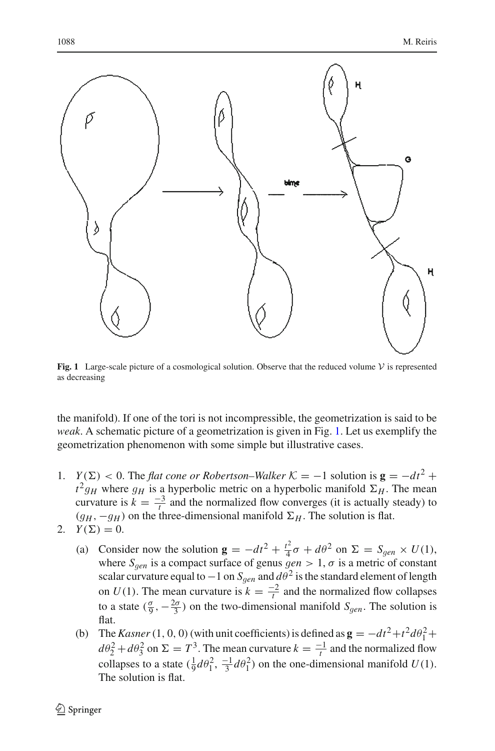**Fig. 1** Large-scale picture of a cosmological solution. Observe that the reduced volume $\mathcal{V}$ is represented as decreasing

the manifold). If one of the tori is not incompressible, the geometrization is said to be *weak*. A schematic picture of a geometrization is given in Fig. 1. Let us exemplify the geometrization phenomenon with some simple but illustrative cases.

1. $Y(\Sigma) < 0$. The *flat cone or Robertson–Walker* $\mathcal{K} = -1$ solution is $\mathbf{g} = -dt^2 + t^2 g_H$ where $g_H$ is a hyperbolic metric on a hyperbolic manifold $\Sigma_H$. The mean curvature is $k = \frac{-3}{t}$ and the normalized flow converges (it is actually steady) to $(g_H, -g_H)$ on the three-dimensional manifold $\Sigma_H$. The solution is flat.
2. $Y(\Sigma) = 0$.
   (a) Consider now the solution $\mathbf{g} = -dt^2 + \frac{t^2}{4}\sigma + d\theta^2$ on $\Sigma = S_{gen} \times U(1)$, where $S_{gen}$ is a compact surface of genus $gen > 1$, $\sigma$ is a metric of constant scalar curvature equal to $-1$ on $S_{gen}$ and $d\theta^2$ is the standard element of length on $U(1)$. The mean curvature is $k = \frac{-2}{t}$ and the normalized flow collapses to a state $(\frac{\sigma}{9}, -\frac{2\sigma}{3})$ on the two-dimensional manifold $S_{gen}$. The solution is flat.
   (b) The *Kasner* (1, 0, 0) (with unit coefficients) is defined as $\mathbf{g} = -dt^2 + t^2 d\theta_1^2 + d\theta_2^2 + d\theta_3^2$ on $\Sigma = T^3$. The mean curvature $k = \frac{-1}{t}$ and the normalized flow collapses to a state $(\frac{1}{9}d\theta_1^2, \frac{-1}{3}d\theta_1^2)$ on the one-dimensional manifold $U(1)$. The solution is flat.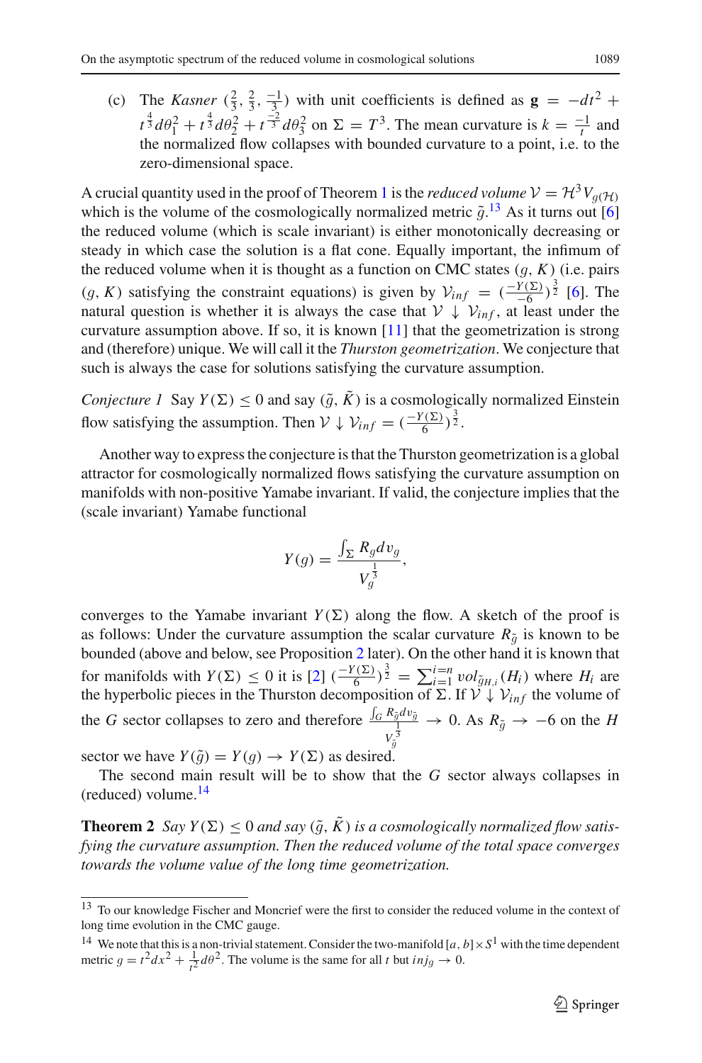(c) The *Kasner* $(\frac{2}{3}, \frac{2}{3}, \frac{-1}{3})$ with unit coefficients is defined as $\mathbf{g} = -dt^2 + t^{\frac{4}{3}}d\theta_1^2 + t^{\frac{4}{3}}d\theta_2^2 + t^{\frac{-2}{3}}d\theta_3^2$ on $\Sigma = T^3$. The mean curvature is $k = \frac{-1}{t}$ and the normalized flow collapses with bounded curvature to a point, i.e. to the zero-dimensional space.

A crucial quantity used in the proof of Theorem 1 is the *reduced volume* $\mathcal{V} = \mathcal{H}^3 V_{g(\mathcal{H})}$ which is the volume of the cosmologically normalized metric $\tilde{g}$.[13] As it turns out [6] the reduced volume (which is scale invariant) is either monotonically decreasing or steady in which case the solution is a flat cone. Equally important, the infimum of the reduced volume when it is thought as a function on CMC states $(g, K)$ (i.e. pairs $(g, K)$ satisfying the constraint equations) is given by $\mathcal{V}_{inf} = (\frac{-Y(\Sigma)}{-6})^{\frac{3}{2}}$ [6]. The natural question is whether it is always the case that $\mathcal{V} \downarrow \mathcal{V}_{inf}$, at least under the curvature assumption above. If so, it is known [11] that the geometrization is strong and (therefore) unique. We will call it the *Thurston geometrization*. We conjecture that such is always the case for solutions satisfying the curvature assumption.

*Conjecture 1* Say $Y(\Sigma) \leq 0$ and say $(\tilde{g}, \tilde{K})$ is a cosmologically normalized Einstein flow satisfying the assumption. Then $\mathcal{V} \downarrow \mathcal{V}_{inf} = (\frac{-Y(\Sigma)}{6})^{\frac{3}{2}}$.

Another way to express the conjecture is that the Thurston geometrization is a global attractor for cosmologically normalized flows satisfying the curvature assumption on manifolds with non-positive Yamabe invariant. If valid, the conjecture implies that the (scale invariant) Yamabe functional

$$Y(g) = \frac{\int_\Sigma R_g dv_g}{V_g^{\frac{1}{3}}},$$

converges to the Yamabe invariant $Y(\Sigma)$ along the flow. A sketch of the proof is as follows: Under the curvature assumption the scalar curvature $R_{\tilde{g}}$ is known to be bounded (above and below, see Proposition 2 later). On the other hand it is known that for manifolds with $Y(\Sigma) \leq 0$ it is [2] $(\frac{-Y(\Sigma)}{6})^{\frac{3}{2}} = \sum_{i=1}^{i=n} vol_{\tilde{g}_{H,i}}(H_i)$ where $H_i$ are the hyperbolic pieces in the Thurston decomposition of $\Sigma$. If $\mathcal{V} \downarrow \mathcal{V}_{inf}$ the volume of the $G$ sector collapses to zero and therefore $\frac{\int_G R_{\tilde{g}} dv_{\tilde{g}}}{V_{\tilde{g}}^{\frac{1}{3}}} \to 0$. As $R_{\tilde{g}} \to -6$ on the $H$ sector we have $Y(\tilde{g}) = Y(g) \to Y(\Sigma)$ as desired.

The second main result will be to show that the $G$ sector always collapses in (reduced) volume.[14]

**Theorem 2** *Say $Y(\Sigma) \leq 0$ and say $(\tilde{g}, \tilde{K})$ is a cosmologically normalized flow satisfying the curvature assumption. Then the reduced volume of the total space converges towards the volume value of the long time geometrization.*

---

[13] To our knowledge Fischer and Moncrief were the first to consider the reduced volume in the context of long time evolution in the CMC gauge.

[14] We note that this is a non-trivial statement. Consider the two-manifold $[a, b] \times S^1$ with the time dependent metric $g = t^2 dx^2 + \frac{1}{t^2} d\theta^2$. The volume is the same for all $t$ but $inj_g \to 0$.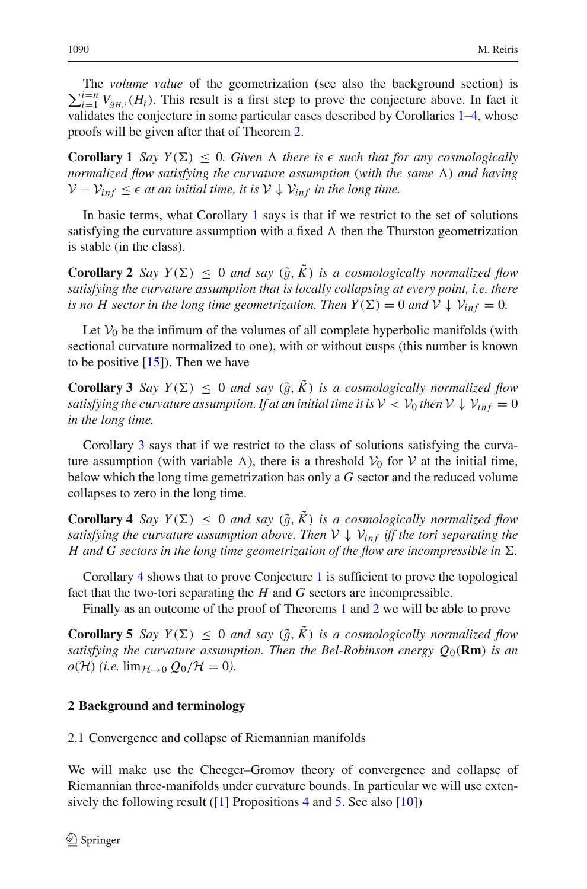The *volume value* of the geometrization (see also the background section) is $\sum_{i=1}^{i=n} V_{g_{H,i}}(H_i)$. This result is a first step to prove the conjecture above. In fact it validates the conjecture in some particular cases described by Corollaries 1–4, whose proofs will be given after that of Theorem 2.

**Corollary 1** *Say $Y(\Sigma) \leq 0$. Given $\Lambda$ there is $\epsilon$ such that for any cosmologically normalized flow satisfying the curvature assumption (with the same $\Lambda$) and having $\mathcal{V} - \mathcal{V}_{inf} \leq \epsilon$ at an initial time, it is $\mathcal{V} \downarrow \mathcal{V}_{inf}$ in the long time.*

In basic terms, what Corollary 1 says is that if we restrict to the set of solutions satisfying the curvature assumption with a fixed $\Lambda$ then the Thurston geometrization is stable (in the class).

**Corollary 2** *Say $Y(\Sigma) \leq 0$ and say $(\tilde{g}, \tilde{K})$ is a cosmologically normalized flow satisfying the curvature assumption that is locally collapsing at every point, i.e. there is no $H$ sector in the long time geometrization. Then $Y(\Sigma) = 0$ and $\mathcal{V} \downarrow \mathcal{V}_{inf} = 0$.*

Let $\mathcal{V}_0$ be the infimum of the volumes of all complete hyperbolic manifolds (with sectional curvature normalized to one), with or without cusps (this number is known to be positive [15]). Then we have

**Corollary 3** *Say $Y(\Sigma) \leq 0$ and say $(\tilde{g}, \tilde{K})$ is a cosmologically normalized flow satisfying the curvature assumption. If at an initial time it is $\mathcal{V} < \mathcal{V}_0$ then $\mathcal{V} \downarrow \mathcal{V}_{inf} = 0$ in the long time.*

Corollary 3 says that if we restrict to the class of solutions satisfying the curvature assumption (with variable $\Lambda$), there is a threshold $\mathcal{V}_0$ for $\mathcal{V}$ at the initial time, below which the long time gemetrization has only a $G$ sector and the reduced volume collapses to zero in the long time.

**Corollary 4** *Say $Y(\Sigma) \leq 0$ and say $(\tilde{g}, \tilde{K})$ is a cosmologically normalized flow satisfying the curvature assumption above. Then $\mathcal{V} \downarrow \mathcal{V}_{inf}$ iff the tori separating the $H$ and $G$ sectors in the long time geometrization of the flow are incompressible in $\Sigma$.*

Corollary 4 shows that to prove Conjecture 1 is sufficient to prove the topological fact that the two-tori separating the $H$ and $G$ sectors are incompressible.

Finally as an outcome of the proof of Theorems 1 and 2 we will be able to prove

**Corollary 5** *Say $Y(\Sigma) \leq 0$ and say $(\tilde{g}, \tilde{K})$ is a cosmologically normalized flow satisfying the curvature assumption. Then the Bel-Robinson energy $Q_0(\mathbf{Rm})$ is an $o(\mathcal{H})$ (i.e. $\lim_{\mathcal{H} \to 0} Q_0/\mathcal{H} = 0$).*

## 2 Background and terminology

### 2.1 Convergence and collapse of Riemannian manifolds

We will make use the Cheeger–Gromov theory of convergence and collapse of Riemannian three-manifolds under curvature bounds. In particular we will use extensively the following result ([1] Propositions 4 and 5. See also [10])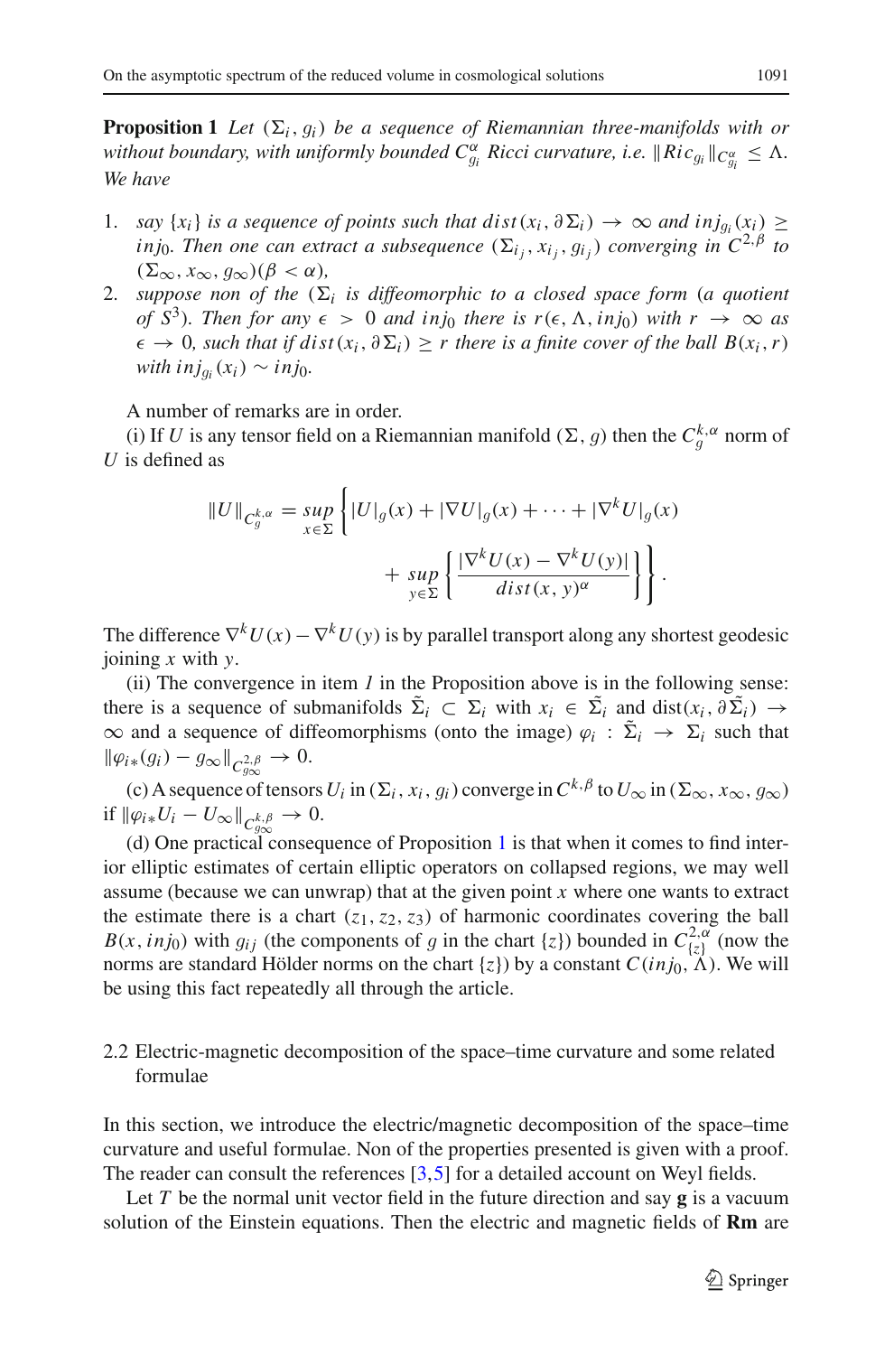**Proposition 1** *Let $(\Sigma_i, g_i)$ be a sequence of Riemannian three-manifolds with or without boundary, with uniformly bounded $C^{\alpha}_{g_i}$ Ricci curvature, i.e. $\|Ric_{g_i}\|_{C^{\alpha}_{g_i}} \leq \Lambda$. We have*

1. *say $\{x_i\}$ is a sequence of points such that $dist(x_i, \partial \Sigma_i) \to \infty$ and $inj_{g_i}(x_i) \geq inj_0$. Then one can extract a subsequence $(\Sigma_{i_j}, x_{i_j}, g_{i_j})$ converging in $C^{2,\beta}$ to $(\Sigma_\infty, x_\infty, g_\infty)(\beta < \alpha)$,*
2. *suppose non of the $(\Sigma_i$ is diffeomorphic to a closed space form (a quotient of $S^3$). Then for any $\epsilon > 0$ and $inj_0$ there is $r(\epsilon, \Lambda, inj_0)$ with $r \to \infty$ as $\epsilon \to 0$, such that if $dist(x_i, \partial \Sigma_i) \geq r$ there is a finite cover of the ball $B(x_i, r)$ with $inj_{g_i}(x_i) \sim inj_0$.*

A number of remarks are in order.

(i) If $U$ is any tensor field on a Riemannian manifold $(\Sigma, g)$ then the $C^{k,\alpha}_g$ norm of $U$ is defined as

$$\|U\|_{C^{k,\alpha}_g} = \sup_{x \in \Sigma} \left\{ |U|_g(x) + |\nabla U|_g(x) + \cdots + |\nabla^k U|_g(x) + \sup_{y \in \Sigma} \left\{ \frac{|\nabla^k U(x) - \nabla^k U(y)|}{dist(x,y)^\alpha} \right\} \right\}.$$

The difference $\nabla^k U(x) - \nabla^k U(y)$ is by parallel transport along any shortest geodesic joining $x$ with $y$.

(ii) The convergence in item *1* in the Proposition above is in the following sense: there is a sequence of submanifolds $\tilde{\Sigma}_i \subset \Sigma_i$ with $x_i \in \tilde{\Sigma}_i$ and $\text{dist}(x_i, \partial \tilde{\Sigma}_i) \to \infty$ and a sequence of diffeomorphisms (onto the image) $\varphi_i : \tilde{\Sigma}_i \to \Sigma_i$ such that $\|\varphi_{i*}(g_i) - g_\infty\|_{C^{2,\beta}_{g_\infty}} \to 0$.

(c) A sequence of tensors $U_i$ in $(\Sigma_i, x_i, g_i)$ converge in $C^{k,\beta}$ to $U_\infty$ in $(\Sigma_\infty, x_\infty, g_\infty)$ if $\|\varphi_{i*}U_i - U_\infty\|_{C^{k,\beta}_{g_\infty}} \to 0$.

(d) One practical consequence of Proposition 1 is that when it comes to find interior elliptic estimates of certain elliptic operators on collapsed regions, we may well assume (because we can unwrap) that at the given point $x$ where one wants to extract the estimate there is a chart $(z_1, z_2, z_3)$ of harmonic coordinates covering the ball $B(x, inj_0)$ with $g_{ij}$ (the components of $g$ in the chart $\{z\}$) bounded in $C^{2,\alpha}_{\{z\}}$ (now the norms are standard Hölder norms on the chart $\{z\}$) by a constant $C(inj_0, \Lambda)$. We will be using this fact repeatedly all through the article.

## 2.2 Electric-magnetic decomposition of the space–time curvature and some related formulae

In this section, we introduce the electric/magnetic decomposition of the space–time curvature and useful formulae. Non of the properties presented is given with a proof. The reader can consult the references [3,5] for a detailed account on Weyl fields.

Let $T$ be the normal unit vector field in the future direction and say $\mathbf{g}$ is a vacuum solution of the Einstein equations. Then the electric and magnetic fields of $\mathbf{Rm}$ are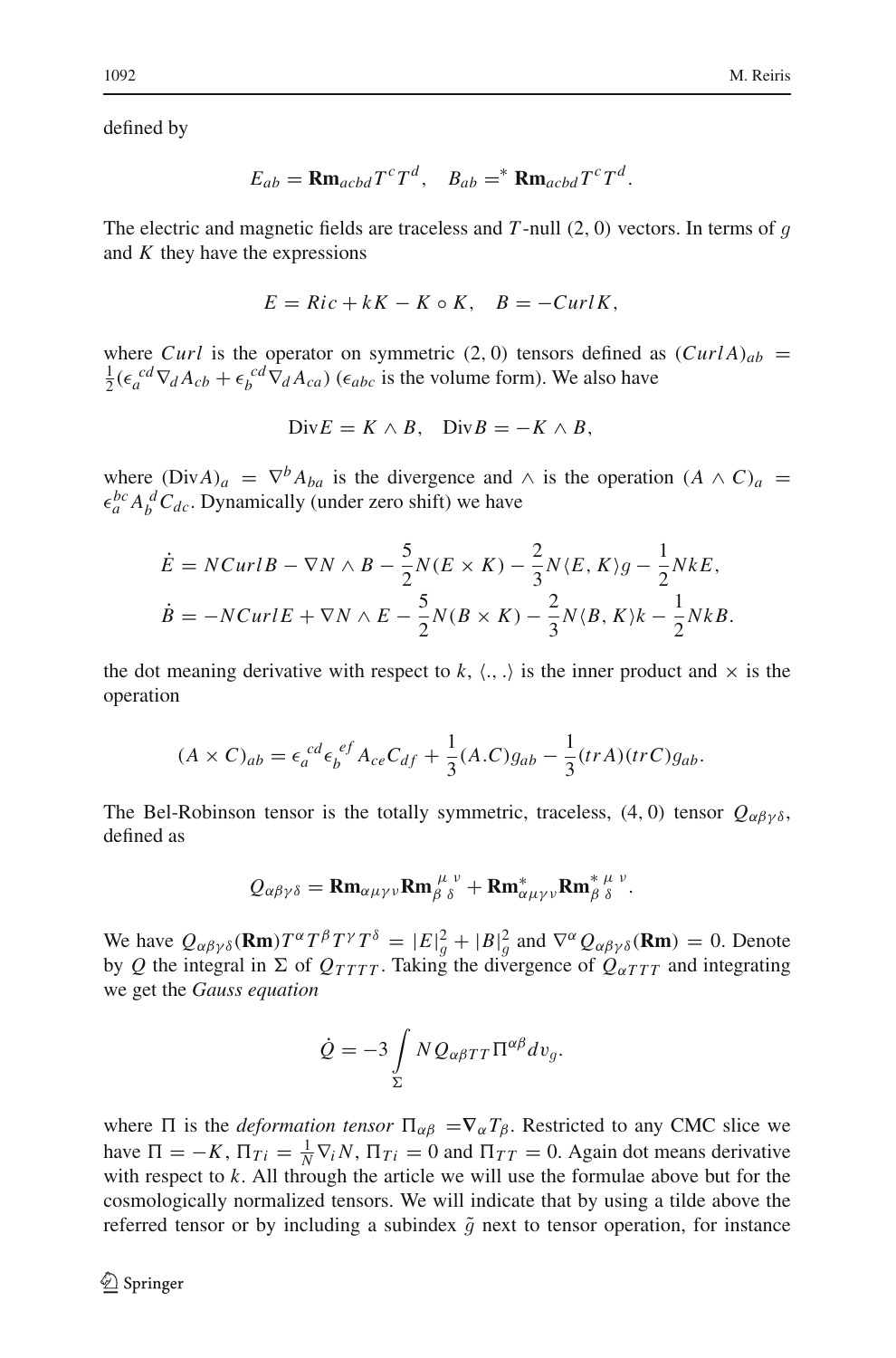defined by

$$E_{ab} = \mathbf{Rm}_{acbd}T^cT^d, \quad B_{ab} = ^* \mathbf{Rm}_{acbd}T^cT^d.$$

The electric and magnetic fields are traceless and $T$-null $(2, 0)$ vectors. In terms of $g$ and $K$ they have the expressions

$$E = Ric + kK - K \circ K, \quad B = -Curl K,$$

where $Curl$ is the operator on symmetric $(2, 0)$ tensors defined as $(Curl A)_{ab} = \frac{1}{2}(\epsilon_a{}^{cd}\nabla_d A_{cb} + \epsilon_b{}^{cd}\nabla_d A_{ca})$ ($\epsilon_{abc}$ is the volume form). We also have

$$\text{Div}E = K \wedge B, \quad \text{Div}B = -K \wedge B,$$

where $(\text{Div}A)_a = \nabla^b A_{ba}$ is the divergence and $\wedge$ is the operation $(A \wedge C)_a = \epsilon_a^{bc} A_b{}^d C_{dc}$. Dynamically (under zero shift) we have

$$\dot{E} = N Curl B - \nabla N \wedge B - \frac{5}{2}N(E \times K) - \frac{2}{3}N\langle E, K\rangle g - \frac{1}{2}NkE,$$
$$\dot{B} = -N Curl E + \nabla N \wedge E - \frac{5}{2}N(B \times K) - \frac{2}{3}N\langle B, K\rangle k - \frac{1}{2}NkB.$$

the dot meaning derivative with respect to $k$, $\langle ., .\rangle$ is the inner product and $\times$ is the operation

$$(A \times C)_{ab} = \epsilon_a{}^{cd}\epsilon_b{}^{ef}A_{ce}C_{df} + \frac{1}{3}(A.C)g_{ab} - \frac{1}{3}(trA)(trC)g_{ab}.$$

The Bel-Robinson tensor is the totally symmetric, traceless, $(4, 0)$ tensor $Q_{\alpha\beta\gamma\delta}$, defined as

$$Q_{\alpha\beta\gamma\delta} = \mathbf{Rm}_{\alpha\mu\gamma\nu}\mathbf{Rm}_{\beta\ \delta}^{\ \mu\ \nu} + \mathbf{Rm}^*_{\alpha\mu\gamma\nu}\mathbf{Rm}^{*\ \mu\ \nu}_{\beta\ \delta}.$$

We have $Q_{\alpha\beta\gamma\delta}(\mathbf{Rm})T^\alpha T^\beta T^\gamma T^\delta = |E|_g^2 + |B|_g^2$ and $\nabla^\alpha Q_{\alpha\beta\gamma\delta}(\mathbf{Rm}) = 0$. Denote by $Q$ the integral in $\Sigma$ of $Q_{TTTT}$. Taking the divergence of $Q_{\alpha TTT}$ and integrating we get the *Gauss equation*

$$\dot{Q} = -3\int_\Sigma N Q_{\alpha\beta TT}\Pi^{\alpha\beta}dv_g.$$

where $\Pi$ is the *deformation tensor* $\Pi_{\alpha\beta} = \nabla_\alpha T_\beta$. Restricted to any CMC slice we have $\Pi = -K$, $\Pi_{Ti} = \frac{1}{N}\nabla_i N$, $\Pi_{Ti} = 0$ and $\Pi_{TT} = 0$. Again dot means derivative with respect to $k$. All through the article we will use the formulae above but for the cosmologically normalized tensors. We will indicate that by using a tilde above the referred tensor or by including a subindex $\tilde{g}$ next to tensor operation, for instance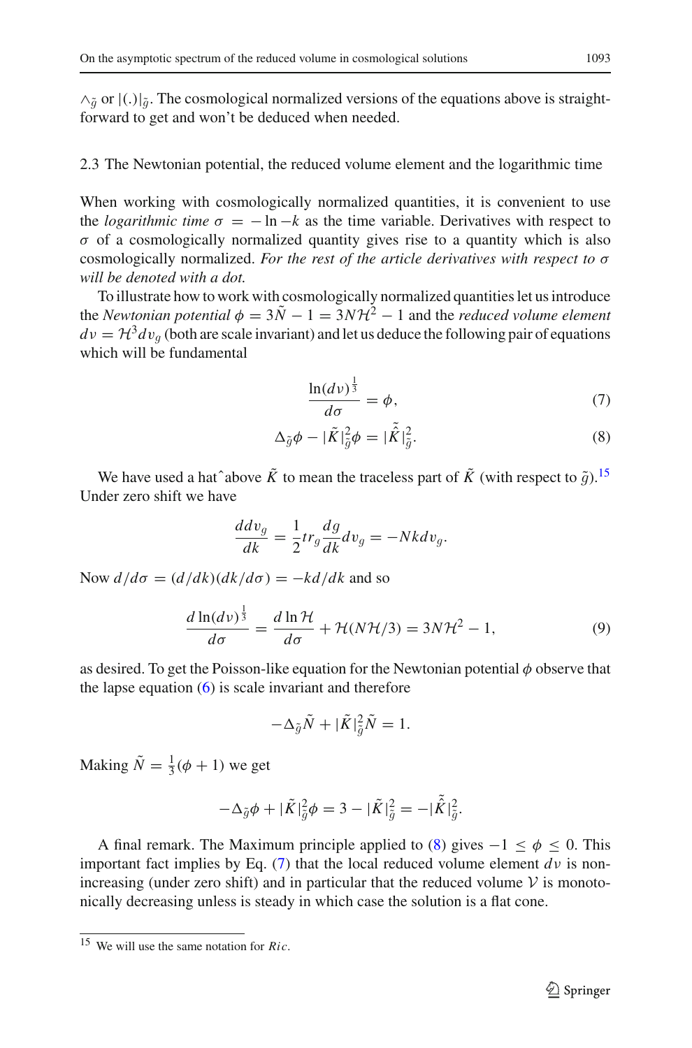$\wedge_{\tilde{g}}$ or $|(.)|_{\tilde{g}}$. The cosmological normalized versions of the equations above is straightforward to get and won't be deduced when needed.

### 2.3 The Newtonian potential, the reduced volume element and the logarithmic time

When working with cosmologically normalized quantities, it is convenient to use the *logarithmic time* $\sigma = -\ln -k$ as the time variable. Derivatives with respect to $\sigma$ of a cosmologically normalized quantity gives rise to a quantity which is also cosmologically normalized. *For the rest of the article derivatives with respect to $\sigma$ will be denoted with a dot.*

To illustrate how to work with cosmologically normalized quantities let us introduce the *Newtonian potential* $\phi = 3\tilde{N} - 1 = 3N\mathcal{H}^2 - 1$ and the *reduced volume element* $d\nu = \mathcal{H}^3 dv_g$ (both are scale invariant) and let us deduce the following pair of equations which will be fundamental

$$\frac{\ln(d\nu)^{\frac{1}{3}}}{d\sigma} = \phi, \tag{7}$$

$$\Delta_{\tilde{g}}\phi - |\tilde{K}|^2_{\tilde{g}}\phi = |\hat{\tilde{K}}|^2_{\tilde{g}}. \tag{8}$$

We have used a hat ˆ above $\tilde{K}$ to mean the traceless part of $\tilde{K}$ (with respect to $\tilde{g}$).[15] Under zero shift we have

$$\frac{d dv_g}{dk} = \frac{1}{2} tr_g \frac{dg}{dk} dv_g = -Nk dv_g.$$

Now $d/d\sigma = (d/dk)(dk/d\sigma) = -k d/dk$ and so

$$\frac{d\ln(d\nu)^{\frac{1}{3}}}{d\sigma} = \frac{d\ln\mathcal{H}}{d\sigma} + \mathcal{H}(N\mathcal{H}/3) = 3N\mathcal{H}^2 - 1, \tag{9}$$

as desired. To get the Poisson-like equation for the Newtonian potential $\phi$ observe that the lapse equation (6) is scale invariant and therefore

$$-\Delta_{\tilde{g}}\tilde{N} + |\tilde{K}|^2_{\tilde{g}}\tilde{N} = 1.$$

Making $\tilde{N} = \frac{1}{3}(\phi + 1)$ we get

$$-\Delta_{\tilde{g}}\phi + |\tilde{K}|^2_{\tilde{g}}\phi = 3 - |\tilde{K}|^2_{\tilde{g}} = -|\hat{\tilde{K}}|^2_{\tilde{g}}.$$

A final remark. The Maximum principle applied to (8) gives $-1 \leq \phi \leq 0$. This important fact implies by Eq. (7) that the local reduced volume element $d\nu$ is non-increasing (under zero shift) and in particular that the reduced volume $\mathcal{V}$ is monotonically decreasing unless is steady in which case the solution is a flat cone.

[15] We will use the same notation for $Ric$.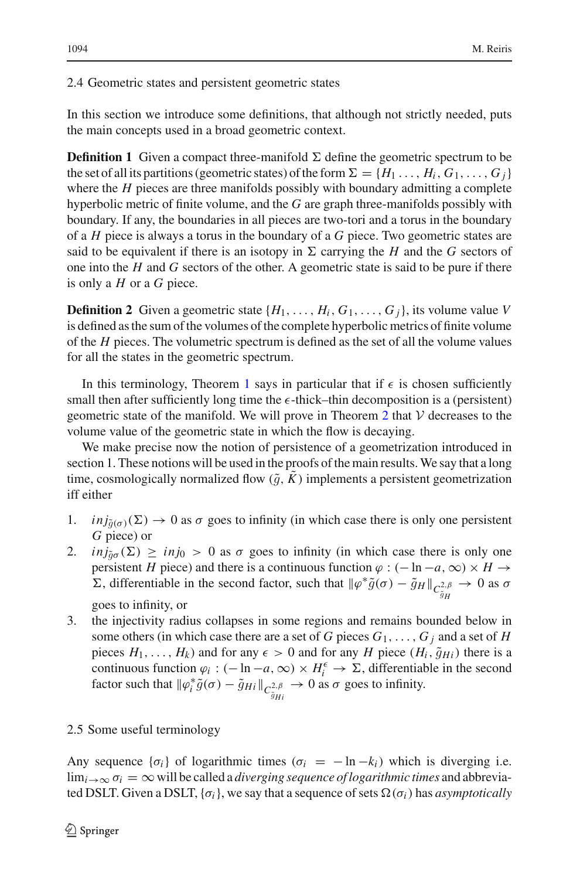### 2.4 Geometric states and persistent geometric states

In this section we introduce some definitions, that although not strictly needed, puts the main concepts used in a broad geometric context.

**Definition 1** Given a compact three-manifold $\Sigma$ define the geometric spectrum to be the set of all its partitions (geometric states) of the form $\Sigma = \{H_1 \ldots, H_i, G_1, \ldots, G_j\}$ where the $H$ pieces are three manifolds possibly with boundary admitting a complete hyperbolic metric of finite volume, and the $G$ are graph three-manifolds possibly with boundary. If any, the boundaries in all pieces are two-tori and a torus in the boundary of a $H$ piece is always a torus in the boundary of a $G$ piece. Two geometric states are said to be equivalent if there is an isotopy in $\Sigma$ carrying the $H$ and the $G$ sectors of one into the $H$ and $G$ sectors of the other. A geometric state is said to be pure if there is only a $H$ or a $G$ piece.

**Definition 2** Given a geometric state $\{H_1, \ldots, H_i, G_1, \ldots, G_j\}$, its volume value $V$ is defined as the sum of the volumes of the complete hyperbolic metrics of finite volume of the $H$ pieces. The volumetric spectrum is defined as the set of all the volume values for all the states in the geometric spectrum.

In this terminology, Theorem 1 says in particular that if $\epsilon$ is chosen sufficiently small then after sufficiently long time the $\epsilon$-thick–thin decomposition is a (persistent) geometric state of the manifold. We will prove in Theorem 2 that $\mathcal{V}$ decreases to the volume value of the geometric state in which the flow is decaying.

We make precise now the notion of persistence of a geometrization introduced in section 1. These notions will be used in the proofs of the main results. We say that a long time, cosmologically normalized flow $(\tilde{g}, \tilde{K})$ implements a persistent geometrization iff either

1. $inj_{\tilde{g}(\sigma)}(\Sigma) \rightarrow 0$ as $\sigma$ goes to infinity (in which case there is only one persistent $G$ piece) or
2. $inj_{\tilde{g}\sigma}(\Sigma) \geq inj_0 > 0$ as $\sigma$ goes to infinity (in which case there is only one persistent $H$ piece) and there is a continuous function $\varphi : (-\ln -a, \infty) \times H \rightarrow \Sigma$, differentiable in the second factor, such that $\|\varphi^* \tilde{g}(\sigma) - \tilde{g}_H\|_{C^{2,\beta}_{\tilde{g}_H}} \rightarrow 0$ as $\sigma$ goes to infinity, or
3. the injectivity radius collapses in some regions and remains bounded below in some others (in which case there are a set of $G$ pieces $G_1, \ldots, G_j$ and a set of $H$ pieces $H_1, \ldots, H_k$) and for any $\epsilon > 0$ and for any $H$ piece $(H_i, \tilde{g}_{Hi})$ there is a continuous function $\varphi_i : (-\ln -a, \infty) \times H_i^{\epsilon} \rightarrow \Sigma$, differentiable in the second factor such that $\|\varphi_i^* \tilde{g}(\sigma) - \tilde{g}_{Hi}\|_{C^{2,\beta}_{\tilde{g}_{Hi}}} \rightarrow 0$ as $\sigma$ goes to infinity.

### 2.5 Some useful terminology

Any sequence $\{\sigma_i\}$ of logarithmic times ($\sigma_i = -\ln -k_i$) which is diverging i.e. $\lim_{i \to \infty} \sigma_i = \infty$ will be called a *diverging sequence of logarithmic times* and abbreviated DSLT. Given a DSLT, $\{\sigma_i\}$, we say that a sequence of sets $\Omega(\sigma_i)$ has *asymptotically*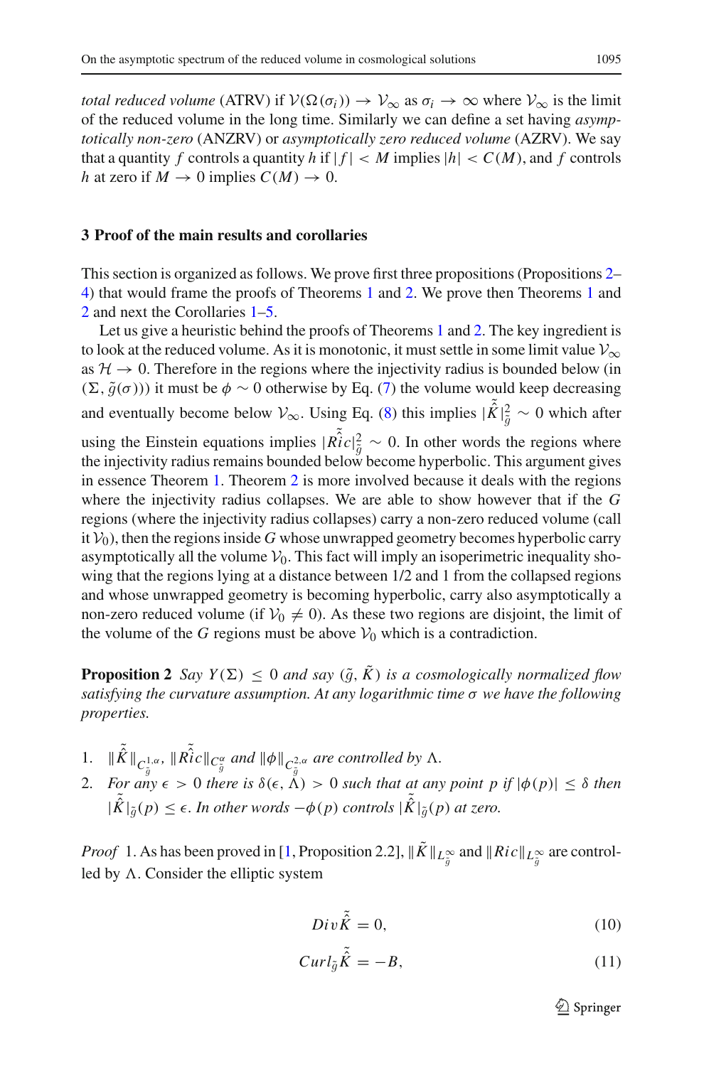*total reduced volume* (ATRV) if $\mathcal{V}(\Omega(\sigma_i)) \to \mathcal{V}_\infty$ as $\sigma_i \to \infty$ where $\mathcal{V}_\infty$ is the limit of the reduced volume in the long time. Similarly we can define a set having *asymptotically non-zero* (ANZRV) or *asymptotically zero reduced volume* (AZRV). We say that a quantity $f$ controls a quantity $h$ if $|f| < M$ implies $|h| < C(M)$, and $f$ controls $h$ at zero if $M \to 0$ implies $C(M) \to 0$.

## 3 Proof of the main results and corollaries

This section is organized as follows. We prove first three propositions (Propositions 2–4) that would frame the proofs of Theorems 1 and 2. We prove then Theorems 1 and 2 and next the Corollaries 1–5.

Let us give a heuristic behind the proofs of Theorems 1 and 2. The key ingredient is to look at the reduced volume. As it is monotonic, it must settle in some limit value $\mathcal{V}_\infty$ as $\mathcal{H} \to 0$. Therefore in the regions where the injectivity radius is bounded below (in $(\Sigma, \tilde{g}(\sigma))$) it must be $\phi \sim 0$ otherwise by Eq. (7) the volume would keep decreasing and eventually become below $\mathcal{V}_\infty$. Using Eq. (8) this implies $|\hat{\tilde{K}}|^2_{\tilde{g}} \sim 0$ which after using the Einstein equations implies $|\hat{\tilde{Ric}}|^2_{\tilde{g}} \sim 0$. In other words the regions where the injectivity radius remains bounded below become hyperbolic. This argument gives in essence Theorem 1. Theorem 2 is more involved because it deals with the regions where the injectivity radius collapses. We are able to show however that if the $G$ regions (where the injectivity radius collapses) carry a non-zero reduced volume (call it $\mathcal{V}_0$), then the regions inside $G$ whose unwrapped geometry becomes hyperbolic carry asymptotically all the volume $\mathcal{V}_0$. This fact will imply an isoperimetric inequality showing that the regions lying at a distance between 1/2 and 1 from the collapsed regions and whose unwrapped geometry is becoming hyperbolic, carry also asymptotically a non-zero reduced volume (if $\mathcal{V}_0 \neq 0$). As these two regions are disjoint, the limit of the volume of the $G$ regions must be above $\mathcal{V}_0$ which is a contradiction.

**Proposition 2** *Say $Y(\Sigma) \leq 0$ and say $(\tilde{g}, \tilde{K})$ is a cosmologically normalized flow satisfying the curvature assumption. At any logarithmic time $\sigma$ we have the following properties.*

1. $\|\hat{\tilde{K}}\|_{C^{1,\alpha}_{\tilde{g}}}$, $\|\hat{\tilde{Ric}}\|_{C^{\alpha}_{\tilde{g}}}$ *and* $\|\phi\|_{C^{2,\alpha}_{\tilde{g}}}$ *are controlled by* $\Lambda$.
2. *For any $\epsilon > 0$ there is $\delta(\epsilon, \Lambda) > 0$ such that at any point $p$ if $|\phi(p)| \leq \delta$ then $|\hat{\tilde{K}}|_{\tilde{g}}(p) \leq \epsilon$. In other words $-\phi(p)$ controls $|\hat{\tilde{K}}|_{\tilde{g}}(p)$ at zero.*

*Proof* 1. As has been proved in [1, Proposition 2.2], $\|\tilde{K}\|_{L^\infty_{\tilde{g}}}$ and $\|Ric\|_{L^\infty_{\tilde{g}}}$ are controlled by $\Lambda$. Consider the elliptic system

$$Div \hat{\tilde{K}} = 0, \tag{10}$$

$$Curl_{\tilde{g}} \hat{\tilde{K}} = -B, \tag{11}$$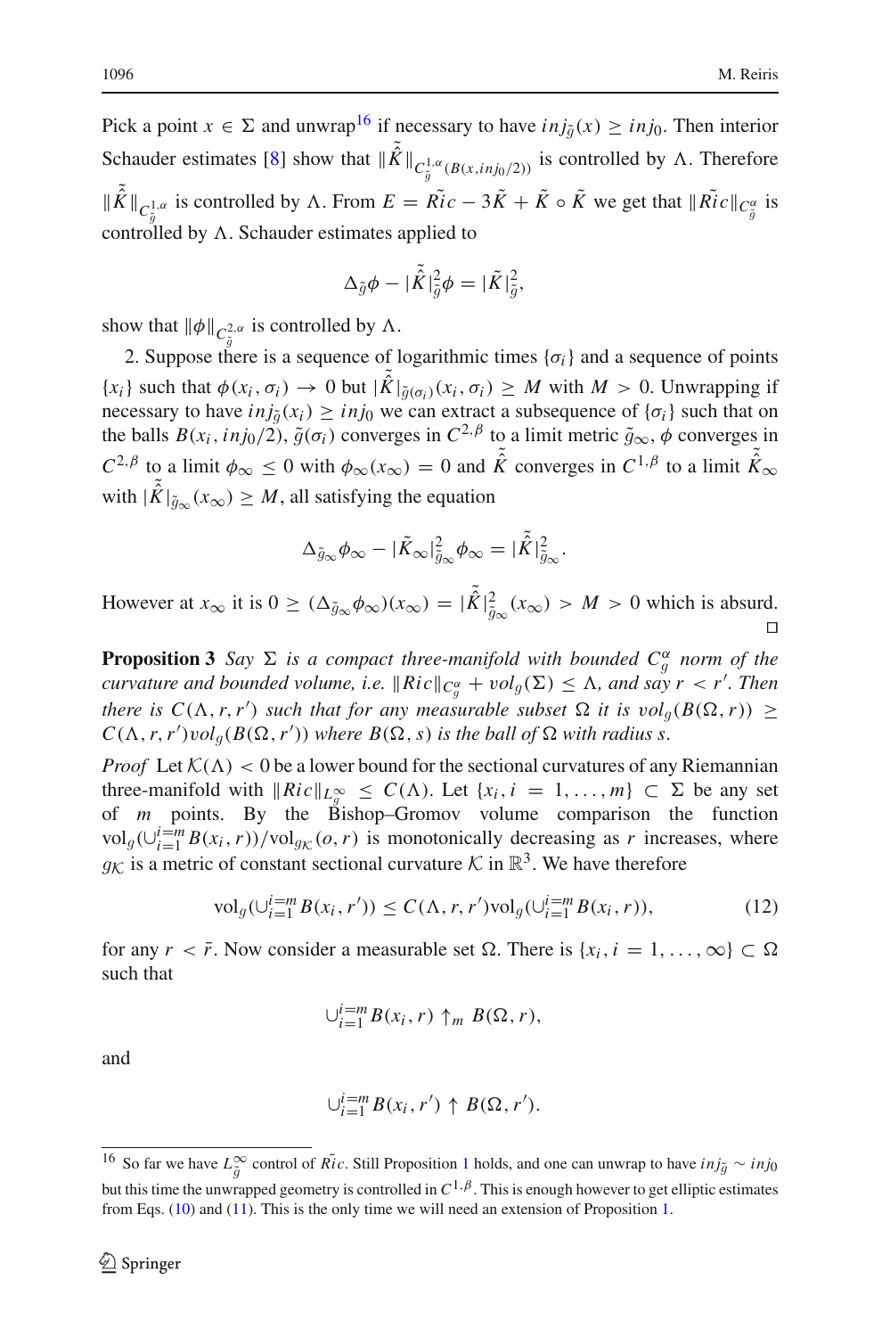Pick a point $x \in \Sigma$ and unwrap[16] if necessary to have $inj_{\tilde{g}}(x) \geq inj_0$. Then interior Schauder estimates [8] show that $\|\tilde{\hat{K}}\|_{C^{1,\alpha}_{\tilde{g}}(B(x,inj_0/2))}$ is controlled by $\Lambda$. Therefore $\|\tilde{\hat{K}}\|_{C^{1,\alpha}_{\tilde{g}}}$ is controlled by $\Lambda$. From $E = \tilde{Ric} - 3\tilde{K} + \tilde{K} \circ \tilde{K}$ we get that $\|\tilde{Ric}\|_{C^{\alpha}_{\tilde{g}}}$ is controlled by $\Lambda$. Schauder estimates applied to

$$\Delta_{\tilde{g}} \phi - |\tilde{\hat{K}}|^2_{\tilde{g}} \phi = |\tilde{K}|^2_{\tilde{g}},$$

show that $\|\phi\|_{C^{2,\alpha}_{\tilde{g}}}$ is controlled by $\Lambda$.

2. Suppose there is a sequence of logarithmic times $\{\sigma_i\}$ and a sequence of points $\{x_i\}$ such that $\phi(x_i, \sigma_i) \to 0$ but $|\tilde{\hat{K}}|_{\tilde{g}(\sigma_i)}(x_i, \sigma_i) \geq M$ with $M > 0$. Unwrapping if necessary to have $inj_{\tilde{g}}(x_i) \geq inj_0$ we can extract a subsequence of $\{\sigma_i\}$ such that on the balls $B(x_i, inj_0/2)$, $\tilde{g}(\sigma_i)$ converges in $C^{2,\beta}$ to a limit metric $\tilde{g}_\infty$, $\phi$ converges in $C^{2,\beta}$ to a limit $\phi_\infty \leq 0$ with $\phi_\infty(x_\infty) = 0$ and $\tilde{\hat{K}}$ converges in $C^{1,\beta}$ to a limit $\tilde{\hat{K}}_\infty$ with $|\tilde{\hat{K}}|_{\tilde{g}_\infty}(x_\infty) \geq M$, all satisfying the equation

$$\Delta_{\tilde{g}_\infty} \phi_\infty - |\tilde{K}_\infty|^2_{\tilde{g}_\infty} \phi_\infty = |\tilde{\hat{K}}|^2_{\tilde{g}_\infty}.$$

However at $x_\infty$ it is $0 \geq (\Delta_{\tilde{g}_\infty} \phi_\infty)(x_\infty) = |\tilde{\hat{K}}|^2_{\tilde{g}_\infty}(x_\infty) > M > 0$ which is absurd. $\square$

**Proposition 3** *Say $\Sigma$ is a compact three-manifold with bounded $C^{\alpha}_{g}$ norm of the curvature and bounded volume, i.e. $\|Ric\|_{C^{\alpha}_{g}} + vol_g(\Sigma) \leq \Lambda$, and say $r < r'$. Then there is $C(\Lambda, r, r')$ such that for any measurable subset $\Omega$ it is $vol_g(B(\Omega, r)) \geq C(\Lambda, r, r') vol_g(B(\Omega, r'))$ where $B(\Omega, s)$ is the ball of $\Omega$ with radius $s$.*

*Proof* Let $\mathcal{K}(\Lambda) < 0$ be a lower bound for the sectional curvatures of any Riemannian three-manifold with $\|Ric\|_{L^{\infty}_{g}} \leq C(\Lambda)$. Let $\{x_i, i = 1, \ldots, m\} \subset \Sigma$ be any set of $m$ points. By the Bishop–Gromov volume comparison the function $\mathrm{vol}_g(\cup_{i=1}^{i=m} B(x_i, r))/\mathrm{vol}_{g_{\mathcal{K}}}(o, r)$ is monotonically decreasing as $r$ increases, where $g_{\mathcal{K}}$ is a metric of constant sectional curvature $\mathcal{K}$ in $\mathbb{R}^3$. We have therefore

$$\mathrm{vol}_g(\cup_{i=1}^{i=m} B(x_i, r')) \leq C(\Lambda, r, r') \mathrm{vol}_g(\cup_{i=1}^{i=m} B(x_i, r)), \tag{12}$$

for any $r < \bar{r}$. Now consider a measurable set $\Omega$. There is $\{x_i, i = 1, \ldots, \infty\} \subset \Omega$ such that

$$\cup_{i=1}^{i=m} B(x_i, r) \uparrow_m B(\Omega, r),$$

and

$$\cup_{i=1}^{i=m} B(x_i, r') \uparrow B(\Omega, r').$$

[16] So far we have $L^{\infty}_{\tilde{g}}$ control of $\tilde{Ric}$. Still Proposition 1 holds, and one can unwrap to have $inj_{\tilde{g}} \sim inj_0$ but this time the unwrapped geometry is controlled in $C^{1,\beta}$. This is enough however to get elliptic estimates from Eqs. (10) and (11). This is the only time we will need an extension of Proposition 1.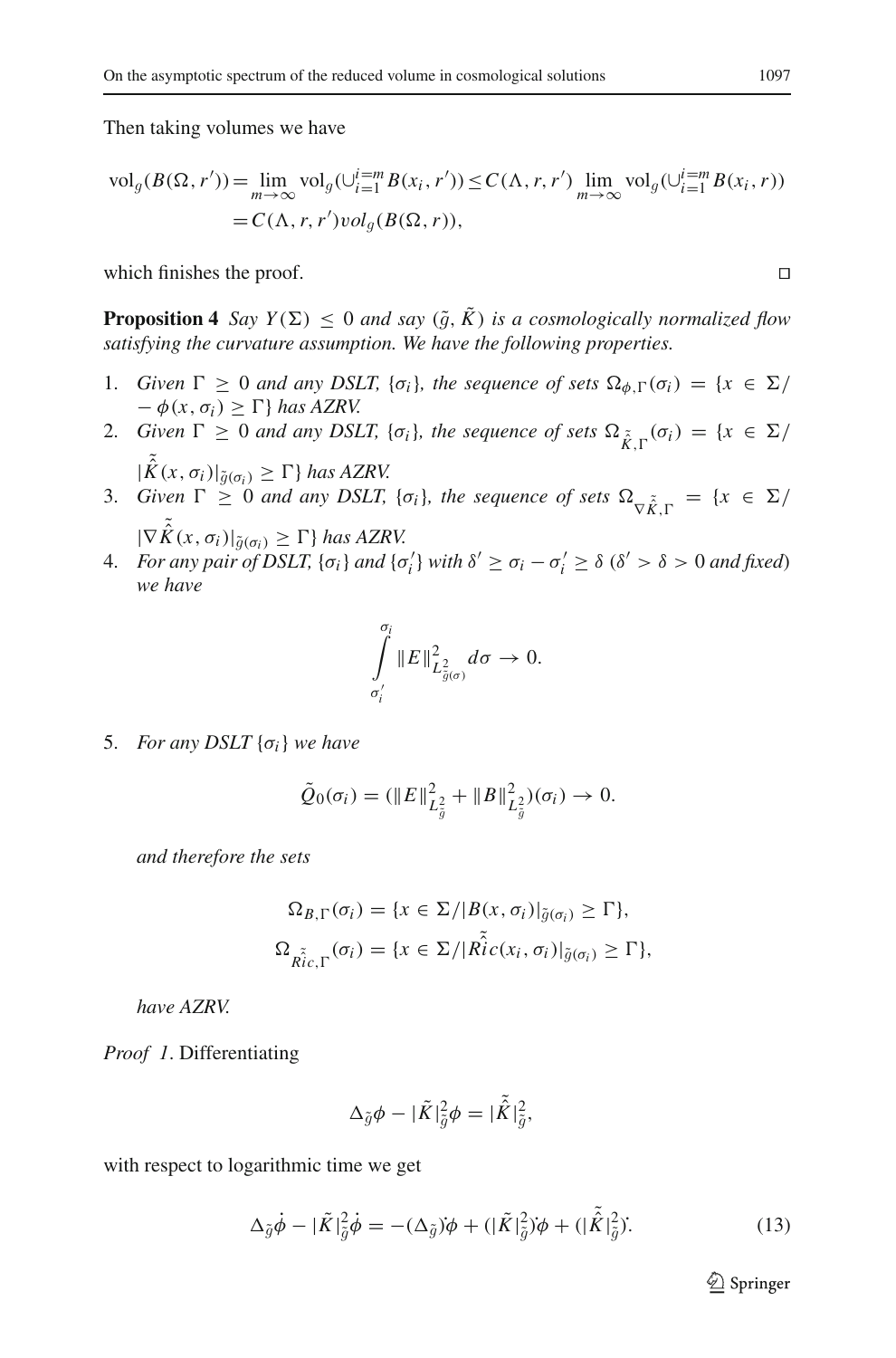Then taking volumes we have

$$\begin{aligned}
\mathrm{vol}_g(B(\Omega, r')) &= \lim_{m\to\infty} \mathrm{vol}_g(\cup_{i=1}^{i=m} B(x_i, r')) \le C(\Lambda, r, r') \lim_{m\to\infty} \mathrm{vol}_g(\cup_{i=1}^{i=m} B(x_i, r)) \\
&= C(\Lambda, r, r') vol_g(B(\Omega, r)),
\end{aligned}$$

which finishes the proof. □

**Proposition 4** *Say $Y(\Sigma) \le 0$ and say $(\tilde{g}, \tilde{K})$ is a cosmologically normalized flow satisfying the curvature assumption. We have the following properties.*

1. *Given $\Gamma \ge 0$ and any DSLT, $\{\sigma_i\}$, the sequence of sets $\Omega_{\phi,\Gamma}(\sigma_i) = \{x \in \Sigma / -\phi(x, \sigma_i) \ge \Gamma\}$ has AZRV.*
2. *Given $\Gamma \ge 0$ and any DSLT, $\{\sigma_i\}$, the sequence of sets $\Omega_{\hat{\tilde{K}},\Gamma}(\sigma_i) = \{x \in \Sigma / |\hat{\tilde{K}}(x, \sigma_i)|_{\tilde{g}(\sigma_i)} \ge \Gamma\}$ has AZRV.*
3. *Given $\Gamma \ge 0$ and any DSLT, $\{\sigma_i\}$, the sequence of sets $\Omega_{\nabla\hat{\tilde{K}},\Gamma} = \{x \in \Sigma / |\nabla\hat{\tilde{K}}(x, \sigma_i)|_{\tilde{g}(\sigma_i)} \ge \Gamma\}$ has AZRV.*
4. *For any pair of DSLT, $\{\sigma_i\}$ and $\{\sigma_i'\}$ with $\delta' \ge \sigma_i - \sigma_i' \ge \delta$ ($\delta' > \delta > 0$ and fixed) we have*

$$\int_{\sigma_i'}^{\sigma_i} \|E\|^2_{L^2_{\tilde{g}(\sigma)}} d\sigma \to 0.$$

5. *For any DSLT $\{\sigma_i\}$ we have*

$$\tilde{Q}_0(\sigma_i) = (\|E\|^2_{L^2_{\tilde{g}}} + \|B\|^2_{L^2_{\tilde{g}}})(\sigma_i) \to 0.$$

*and therefore the sets*

$$\Omega_{B,\Gamma}(\sigma_i) = \{x \in \Sigma / |B(x, \sigma_i)|_{\tilde{g}(\sigma_i)} \ge \Gamma\},$$

$$\Omega_{\hat{\tilde{Ric}},\Gamma}(\sigma_i) = \{x \in \Sigma / |\hat{\tilde{Ric}}(x_i, \sigma_i)|_{\tilde{g}(\sigma_i)} \ge \Gamma\},$$

*have AZRV.*

*Proof 1*. Differentiating

$$\Delta_{\tilde{g}}\phi - |\tilde{K}|^2_{\tilde{g}}\phi = |\hat{\tilde{K}}|^2_{\tilde{g}},$$

with respect to logarithmic time we get

$$\Delta_{\tilde{g}}\dot{\phi} - |\tilde{K}|^2_{\tilde{g}}\dot{\phi} = -(\Delta_{\tilde{g}})\dot{}\phi + (|\tilde{K}|^2_{\tilde{g}})\dot{}\phi + (|\hat{\tilde{K}}|^2_{\tilde{g}})\dot{}. \tag{13}$$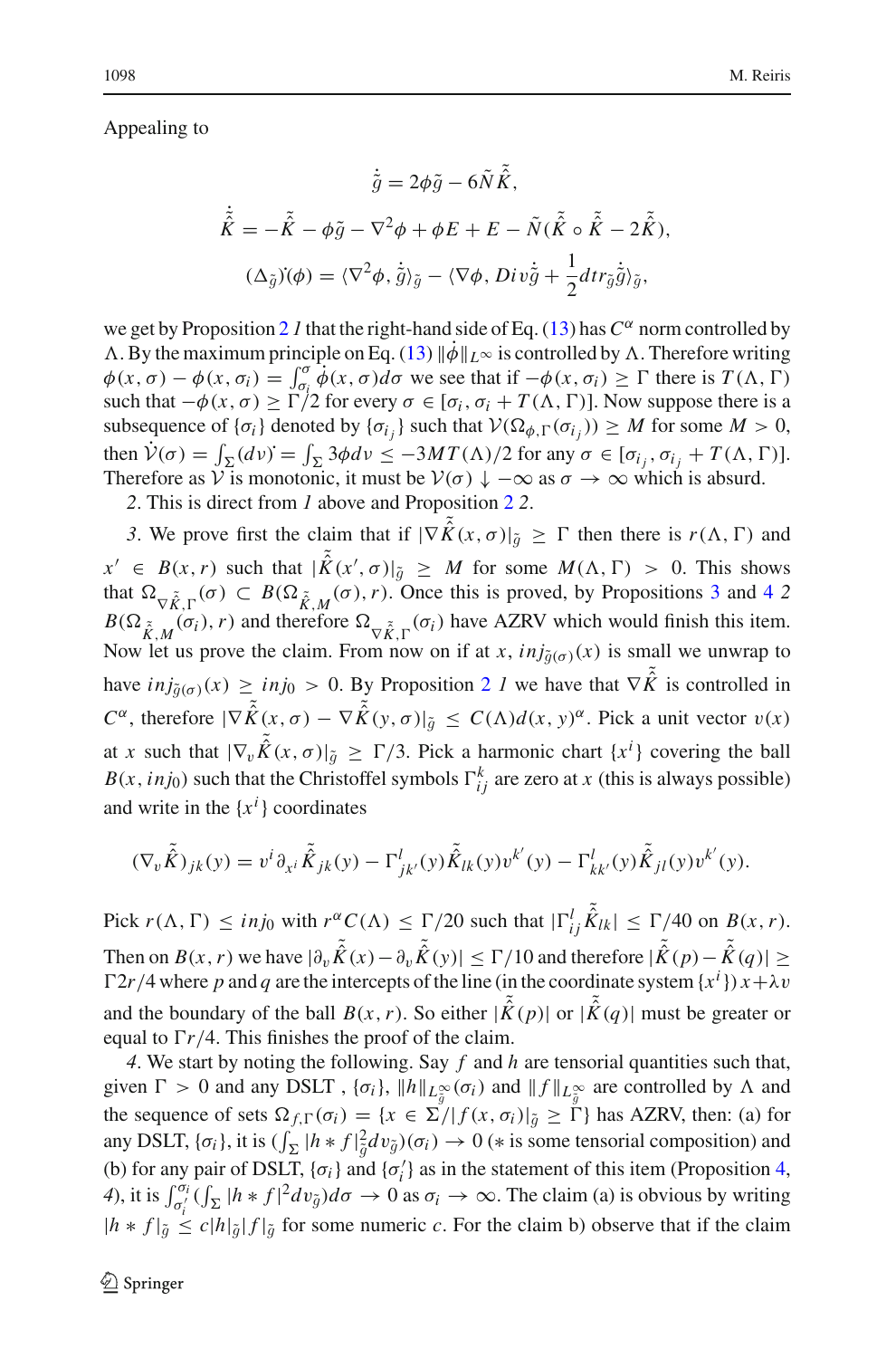Appealing to

$$\dot{\tilde{g}} = 2\phi\tilde{g} - 6\tilde{N}\tilde{\hat{K}},$$

$$\dot{\tilde{\hat{K}}} = -\tilde{\hat{K}} - \phi\tilde{g} - \nabla^2\phi + \phi E + E - \tilde{N}(\tilde{\hat{K}} \circ \tilde{\hat{K}} - 2\tilde{\hat{K}}),$$

$$(\Delta_{\tilde{g}})\dot{}(\phi) = \langle \nabla^2\phi, \dot{\tilde{g}}\rangle_{\tilde{g}} - \langle \nabla\phi, Div\dot{\tilde{g}} + \frac{1}{2}dtr_{\tilde{g}}\dot{\tilde{g}}\rangle_{\tilde{g}},$$

we get by Proposition 2 *1* that the right-hand side of Eq. (13) has $C^{\alpha}$ norm controlled by $\Lambda$. By the maximum principle on Eq. (13) $\|\dot{\phi}\|_{L^{\infty}}$ is controlled by $\Lambda$. Therefore writing $\phi(x,\sigma) - \phi(x,\sigma_i) = \int_{\sigma_i}^{\sigma}\dot{\phi}(x,\sigma)d\sigma$ we see that if $-\phi(x,\sigma_i) \geq \Gamma$ there is $T(\Lambda,\Gamma)$ such that $-\phi(x,\sigma) \geq \Gamma/2$ for every $\sigma \in [\sigma_i, \sigma_i + T(\Lambda,\Gamma)]$. Now suppose there is a subsequence of $\{\sigma_i\}$ denoted by $\{\sigma_{i_j}\}$ such that $\mathcal{V}(\Omega_{\phi,\Gamma}(\sigma_{i_j})) \geq M$ for some $M > 0$, then $\dot{\mathcal{V}}(\sigma) = \int_{\Sigma}(dv)\dot{} = \int_{\Sigma} 3\phi dv \leq -3MT(\Lambda)/2$ for any $\sigma \in [\sigma_{i_j}, \sigma_{i_j} + T(\Lambda,\Gamma)]$. Therefore as $\mathcal{V}$ is monotonic, it must be $\mathcal{V}(\sigma) \downarrow -\infty$ as $\sigma \to \infty$ which is absurd.

*2*. This is direct from *1* above and Proposition 2 *2*.

*3*. We prove first the claim that if $|\nabla\tilde{\hat{K}}(x,\sigma)|_{\tilde{g}} \geq \Gamma$ then there is $r(\Lambda,\Gamma)$ and $x' \in B(x,r)$ such that $|\tilde{\hat{K}}(x',\sigma)|_{\tilde{g}} \geq M$ for some $M(\Lambda,\Gamma) > 0$. This shows that $\Omega_{\nabla\tilde{\hat{K}},\Gamma}(\sigma) \subset B(\Omega_{\tilde{\hat{K}},M}(\sigma), r)$. Once this is proved, by Propositions 3 and 4 *2* $B(\Omega_{\tilde{\hat{K}},M}(\sigma_i), r)$ and therefore $\Omega_{\nabla\tilde{\hat{K}},\Gamma}(\sigma_i)$ have AZRV which would finish this item. Now let us prove the claim. From now on if at $x$, $inj_{\tilde{g}(\sigma)}(x)$ is small we unwrap to have $inj_{\tilde{g}(\sigma)}(x) \geq inj_0 > 0$. By Proposition 2 *1* we have that $\nabla\tilde{\hat{K}}$ is controlled in $C^{\alpha}$, therefore $|\nabla\tilde{\hat{K}}(x,\sigma) - \nabla\tilde{\hat{K}}(y,\sigma)|_{\tilde{g}} \leq C(\Lambda)d(x,y)^{\alpha}$. Pick a unit vector $v(x)$ at $x$ such that $|\nabla_v\tilde{\hat{K}}(x,\sigma)|_{\tilde{g}} \geq \Gamma/3$. Pick a harmonic chart $\{x^i\}$ covering the ball $B(x, inj_0)$ such that the Christoffel symbols $\Gamma_{ij}^k$ are zero at $x$ (this is always possible) and write in the $\{x^i\}$ coordinates

$$(\nabla_v\tilde{\hat{K}})_{jk}(y) = v^i\partial_{x^i}\tilde{\hat{K}}_{jk}(y) - \Gamma_{jk'}^l(y)\tilde{\hat{K}}_{lk}(y)v^{k'}(y) - \Gamma_{kk'}^l(y)\tilde{\hat{K}}_{jl}(y)v^{k'}(y).$$

Pick $r(\Lambda,\Gamma) \leq inj_0$ with $r^{\alpha}C(\Lambda) \leq \Gamma/20$ such that $|\Gamma_{ij}^l\tilde{\hat{K}}_{lk}| \leq \Gamma/40$ on $B(x,r)$. Then on $B(x,r)$ we have $|\partial_v\tilde{\hat{K}}(x) - \partial_v\tilde{\hat{K}}(y)| \leq \Gamma/10$ and therefore $|\tilde{\hat{K}}(p) - \tilde{\hat{K}}(q)| \geq \Gamma 2r/4$ where $p$ and $q$ are the intercepts of the line (in the coordinate system $\{x^i\}$) $x + \lambda v$ and the boundary of the ball $B(x,r)$. So either $|\tilde{\hat{K}}(p)|$ or $|\tilde{\hat{K}}(q)|$ must be greater or equal to $\Gamma r/4$. This finishes the proof of the claim.

*4*. We start by noting the following. Say $f$ and $h$ are tensorial quantities such that, given $\Gamma > 0$ and any DSLT , $\{\sigma_i\}$, $\|h\|_{L^{\infty}_{\tilde{g}}(\sigma_i)}$ and $\|f\|_{L^{\infty}_{\tilde{g}}}$ are controlled by $\Lambda$ and the sequence of sets $\Omega_{f,\Gamma}(\sigma_i) = \{x \in \Sigma/|f(x,\sigma_i)|_{\tilde{g}} \geq \Gamma\}$ has AZRV, then: (a) for any DSLT, $\{\sigma_i\}$, it is $(\int_{\Sigma}|h * f|_{\tilde{g}}^2 dv_{\tilde{g}})(\sigma_i) \to 0$ ($*$ is some tensorial composition) and (b) for any pair of DSLT, $\{\sigma_i\}$ and $\{\sigma_i'\}$ as in the statement of this item (Proposition 4, *4*), it is $\int_{\sigma_i'}^{\sigma_i}(\int_{\Sigma}|h * f|^2 dv_{\tilde{g}})d\sigma \to 0$ as $\sigma_i \to \infty$. The claim (a) is obvious by writing $|h * f|_{\tilde{g}} \leq c|h|_{\tilde{g}}|f|_{\tilde{g}}$ for some numeric $c$. For the claim b) observe that if the claim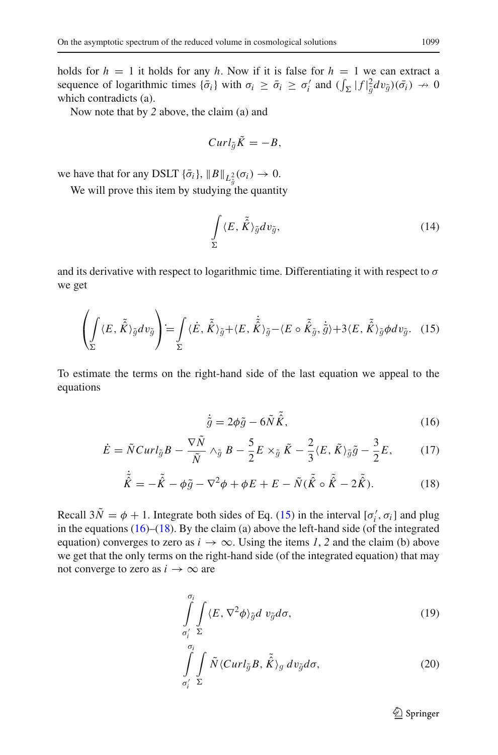holds for $h = 1$ it holds for any $h$. Now if it is false for $h = 1$ we can extract a sequence of logarithmic times $\{\bar{\sigma}_i\}$ with $\sigma_i \geq \bar{\sigma}_i \geq \sigma_i'$ and $(\int_\Sigma |f|^2_{\tilde{g}} dv_{\tilde{g}})(\bar{\sigma}_i) \nrightarrow 0$ which contradicts (a).

Now note that by *2* above, the claim (a) and

$$Curl_{\tilde{g}} \tilde{K} = -B,$$

we have that for any DSLT $\{\bar{\sigma}_i\}$, $\|B\|_{L^2_{\tilde{g}}}(\sigma_i) \to 0$.

We will prove this item by studying the quantity

$$\int_\Sigma \langle E, \hat{\tilde{K}} \rangle_{\tilde{g}} dv_{\tilde{g}}, \tag{14}$$

and its derivative with respect to logarithmic time. Differentiating it with respect to $\sigma$ we get

$$\left( \int_\Sigma \langle E, \hat{\tilde{K}} \rangle_{\tilde{g}} dv_{\tilde{g}} \right)^{\dot{}} = \int_\Sigma \langle \dot{E}, \hat{\tilde{K}} \rangle_{\tilde{g}} + \langle E, \dot{\hat{\tilde{K}}} \rangle_{\tilde{g}} - \langle E \circ \hat{\tilde{K}}_{\tilde{g}}, \dot{\tilde{g}} \rangle + 3 \langle E, \hat{\tilde{K}} \rangle_{\tilde{g}} \phi dv_{\tilde{g}}. \tag{15}$$

To estimate the terms on the right-hand side of the last equation we appeal to the equations

$$\dot{\tilde{g}} = 2\phi \tilde{g} - 6\tilde{N}\hat{\tilde{K}}, \tag{16}$$

$$\dot{E} = \tilde{N} Curl_{\tilde{g}} B - \frac{\nabla \tilde{N}}{\tilde{N}} \wedge_{\tilde{g}} B - \frac{5}{2} E \times_{\tilde{g}} \tilde{K} - \frac{2}{3} \langle E, \tilde{K} \rangle_{\tilde{g}} \tilde{g} - \frac{3}{2} E, \tag{17}$$

$$\dot{\hat{\tilde{K}}} = -\hat{\tilde{K}} - \phi \tilde{g} - \nabla^2 \phi + \phi E + E - \tilde{N}(\hat{\tilde{K}} \circ \hat{\tilde{K}} - 2\hat{\tilde{K}}). \tag{18}$$

Recall $3\tilde{N} = \phi + 1$. Integrate both sides of Eq. (15) in the interval $[\sigma_i', \sigma_i]$ and plug in the equations (16)–(18). By the claim (a) above the left-hand side (of the integrated equation) converges to zero as $i \to \infty$. Using the items *1*, *2* and the claim (b) above we get that the only terms on the right-hand side (of the integrated equation) that may not converge to zero as $i \to \infty$ are

$$\int_{\sigma_i'}^{\sigma_i} \int_\Sigma \langle E, \nabla^2 \phi \rangle_{\tilde{g}} d\, v_{\tilde{g}} d\sigma, \tag{19}$$

$$\int_{\sigma_i'}^{\sigma_i} \int_\Sigma \tilde{N} \langle Curl_{\tilde{g}} B, \hat{\tilde{K}} \rangle_g \, dv_{\tilde{g}} d\sigma, \tag{20}$$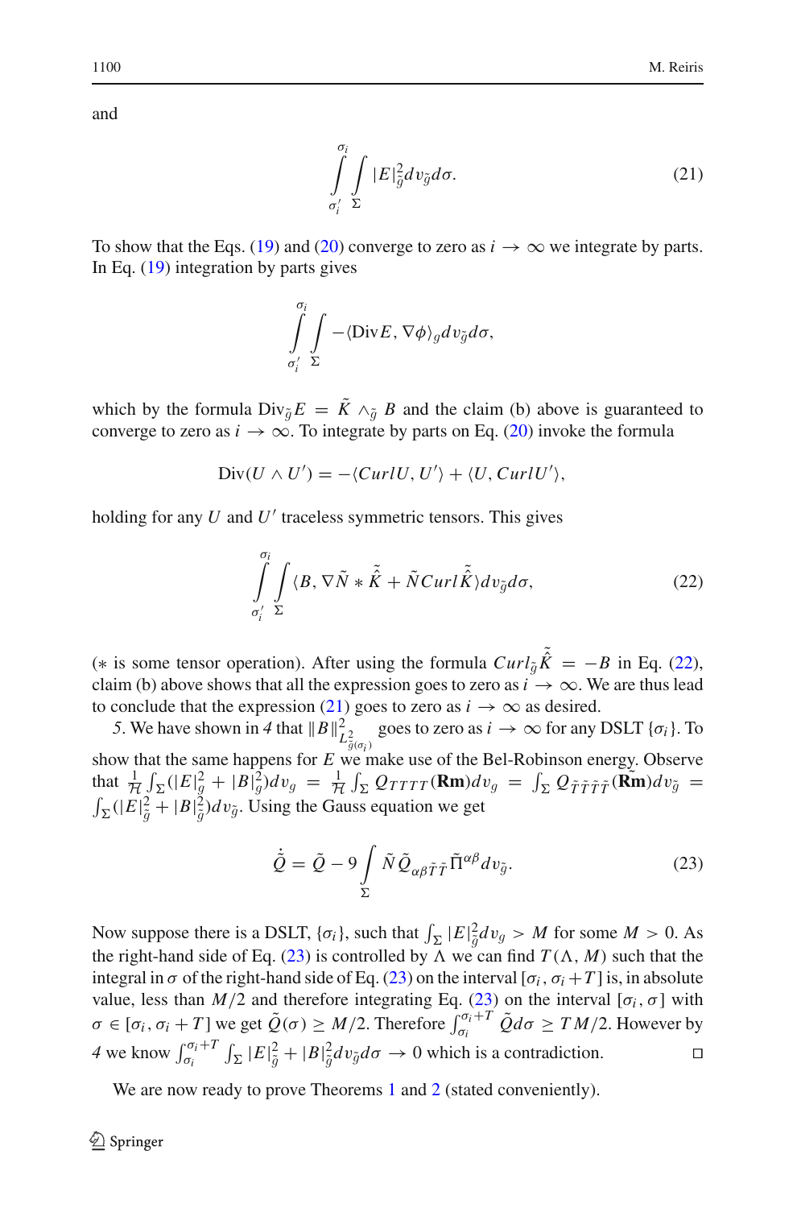and

$$\int_{\sigma_i'}^{\sigma_i}\int_{\Sigma} |E|^2_{\tilde{g}} dv_{\tilde{g}} d\sigma. \tag{21}$$

To show that the Eqs. (19) and (20) converge to zero as $i \to \infty$ we integrate by parts. In Eq. (19) integration by parts gives

$$\int_{\sigma_i'}^{\sigma_i}\int_{\Sigma} -\langle \mathrm{Div} E, \nabla\phi\rangle_g dv_{\tilde{g}} d\sigma,$$

which by the formula $\mathrm{Div}_{\tilde{g}} E = \tilde{K} \wedge_{\tilde{g}} B$ and the claim (b) above is guaranteed to converge to zero as $i \to \infty$. To integrate by parts on Eq. (20) invoke the formula

$$\mathrm{Div}(U \wedge U') = -\langle Curl U, U'\rangle + \langle U, Curl U'\rangle,$$

holding for any $U$ and $U'$ traceless symmetric tensors. This gives

$$\int_{\sigma_i'}^{\sigma_i}\int_{\Sigma} \langle B, \nabla\tilde{N} * \hat{\tilde{K}} + \tilde{N} Curl \hat{\tilde{K}}\rangle dv_{\tilde{g}} d\sigma, \tag{22}$$

($*$ is some tensor operation). After using the formula $Curl_{\tilde{g}} \hat{\tilde{K}} = -B$ in Eq. (22), claim (b) above shows that all the expression goes to zero as $i \to \infty$. We are thus lead to conclude that the expression (21) goes to zero as $i \to \infty$ as desired.

*5.* We have shown in *4* that $\|B\|^2_{L^2_{\tilde{g}(\sigma_i)}}$ goes to zero as $i \to \infty$ for any DSLT $\{\sigma_i\}$. To show that the same happens for $E$ we make use of the Bel-Robinson energy. Observe that $\frac{1}{\mathcal{H}}\int_{\Sigma}(|E|^2_g + |B|^2_g) dv_g = \frac{1}{\mathcal{H}}\int_{\Sigma} Q_{TTTT}(\mathbf{Rm}) dv_g = \int_{\Sigma} Q_{\tilde{T}\tilde{T}\tilde{T}\tilde{T}}(\tilde{\mathbf{Rm}}) dv_{\tilde{g}} = \int_{\Sigma}(|E|^2_{\tilde{g}} + |B|^2_{\tilde{g}}) dv_{\tilde{g}}$. Using the Gauss equation we get

$$\dot{\tilde{Q}} = \tilde{Q} - 9\int_{\Sigma} \tilde{N}\tilde{Q}_{\alpha\beta\tilde{T}\tilde{T}}\tilde{\Pi}^{\alpha\beta} dv_{\tilde{g}}. \tag{23}$$

Now suppose there is a DSLT, $\{\sigma_i\}$, such that $\int_{\Sigma}|E|^2_{\tilde{g}} dv_g > M$ for some $M > 0$. As the right-hand side of Eq. (23) is controlled by $\Lambda$ we can find $T(\Lambda, M)$ such that the integral in $\sigma$ of the right-hand side of Eq. (23) on the interval $[\sigma_i, \sigma_i + T]$ is, in absolute value, less than $M/2$ and therefore integrating Eq. (23) on the interval $[\sigma_i, \sigma]$ with $\sigma \in [\sigma_i, \sigma_i + T]$ we get $\tilde{Q}(\sigma) \geq M/2$. Therefore $\int_{\sigma_i}^{\sigma_i+T}\tilde{Q} d\sigma \geq TM/2$. However by *4* we know $\int_{\sigma_i}^{\sigma_i+T}\int_{\Sigma}|E|^2_{\tilde{g}} + |B|^2_{\tilde{g}} dv_{\tilde{g}} d\sigma \to 0$ which is a contradiction. □

We are now ready to prove Theorems 1 and 2 (stated conveniently).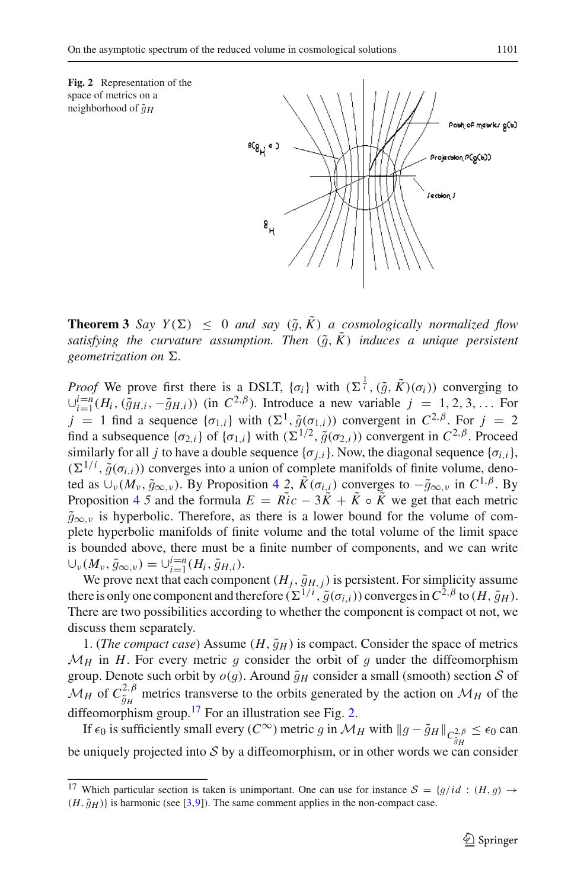**Fig. 2** Representation of the space of metrics on a neighborhood of $\tilde{g}_H$

**Theorem 3** *Say* $Y(\Sigma) \leq 0$ *and say* $(\tilde{g}, \tilde{K})$ *a cosmologically normalized flow satisfying the curvature assumption. Then* $(\tilde{g}, \tilde{K})$ *induces a unique persistent geometrization on* $\Sigma$.

*Proof* We prove first there is a DSLT, $\{\sigma_i\}$ with $(\Sigma^{\frac{1}{i}}, (\tilde{g}, \tilde{K})(\sigma_i))$ converging to $\cup_{i=1}^{i=n}(H_i, (\tilde{g}_{H,i}, -\tilde{g}_{H,i}))$ (in $C^{2,\beta}$). Introduce a new variable $j = 1, 2, 3, \ldots$ For $j = 1$ find a sequence $\{\sigma_{1,i}\}$ with $(\Sigma^1, \tilde{g}(\sigma_{1,i}))$ convergent in $C^{2,\beta}$. For $j = 2$ find a subsequence $\{\sigma_{2,i}\}$ of $\{\sigma_{1,i}\}$ with $(\Sigma^{1/2}, \tilde{g}(\sigma_{2,i}))$ convergent in $C^{2,\beta}$. Proceed similarly for all $j$ to have a double sequence $\{\sigma_{j,i}\}$. Now, the diagonal sequence $\{\sigma_{i,i}\}$, $(\Sigma^{1/i}, \tilde{g}(\sigma_{i,i}))$ converges into a union of complete manifolds of finite volume, denoted as $\cup_\nu(M_\nu, \tilde{g}_{\infty,\nu})$. By Proposition 4 *2*, $\tilde{K}(\sigma_{i,i})$ converges to $-\tilde{g}_{\infty,\nu}$ in $C^{1,\beta}$. By Proposition 4 *5* and the formula $E = \tilde{Ric} - 3\tilde{K} + \tilde{K} \circ \tilde{K}$ we get that each metric $\tilde{g}_{\infty,\nu}$ is hyperbolic. Therefore, as there is a lower bound for the volume of complete hyperbolic manifolds of finite volume and the total volume of the limit space is bounded above, there must be a finite number of components, and we can write $\cup_\nu(M_\nu, \tilde{g}_{\infty,\nu}) = \cup_{i=1}^{i=n}(H_i, \tilde{g}_{H,i})$.

We prove next that each component $(H_j, \tilde{g}_{H,j})$ is persistent. For simplicity assume there is only one component and therefore $(\Sigma^{1/i}, \tilde{g}(\sigma_{i,i}))$ converges in $C^{2,\beta}$ to $(H, \tilde{g}_H)$. There are two possibilities according to whether the component is compact ot not, we discuss them separately.

1. (*The compact case*) Assume $(H, \tilde{g}_H)$ is compact. Consider the space of metrics $\mathcal{M}_H$ in $H$. For every metric $g$ consider the orbit of $g$ under the diffeomorphism group. Denote such orbit by $o(g)$. Around $\tilde{g}_H$ consider a small (smooth) section $\mathcal{S}$ of $\mathcal{M}_H$ of $C^{2,\beta}_{\tilde{g}_H}$ metrics transverse to the orbits generated by the action on $\mathcal{M}_H$ of the diffeomorphism group.[17] For an illustration see Fig. 2.

If $\epsilon_0$ is sufficiently small every ($C^\infty$) metric $g$ in $\mathcal{M}_H$ with $\|g - \tilde{g}_H\|_{C^{2,\beta}_{\tilde{g}_H}} \leq \epsilon_0$ can be uniquely projected into $\mathcal{S}$ by a diffeomorphism, or in other words we can consider

[17] Which particular section is taken is unimportant. One can use for instance $\mathcal{S} = \{g/id : (H, g) \rightarrow (H, \tilde{g}_H)\}$ is harmonic (see [3,9]). The same comment applies in the non-compact case.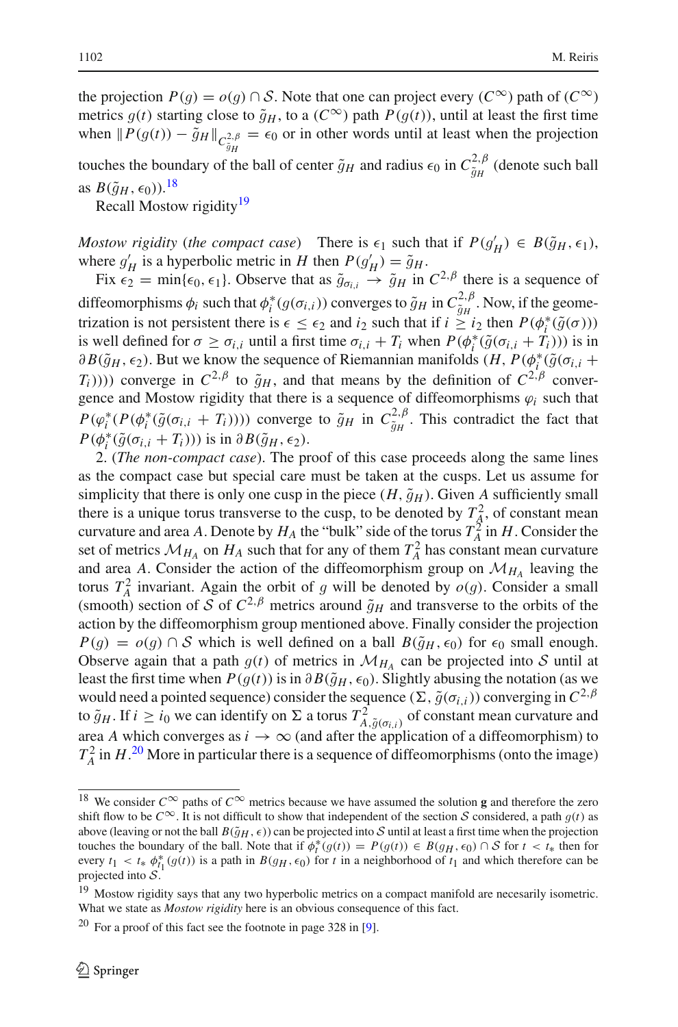the projection $P(g) = o(g) \cap \mathcal{S}$. Note that one can project every ($C^\infty$) path of ($C^\infty$) metrics $g(t)$ starting close to $\tilde{g}_H$, to a ($C^\infty$) path $P(g(t))$, until at least the first time when $\|P(g(t)) - \tilde{g}_H\|_{C^{2,\beta}_{\tilde{g}_H}} = \epsilon_0$ or in other words until at least when the projection touches the boundary of the ball of center $\tilde{g}_H$ and radius $\epsilon_0$ in $C^{2,\beta}_{\tilde{g}_H}$ (denote such ball as $B(\tilde{g}_H, \epsilon_0)$).[18]

Recall Mostow rigidity[19]

*Mostow rigidity (the compact case)* There is $\epsilon_1$ such that if $P(g'_H) \in B(\tilde{g}_H, \epsilon_1)$, where $g'_H$ is a hyperbolic metric in $H$ then $P(g'_H) = \tilde{g}_H$.

Fix $\epsilon_2 = \min\{\epsilon_0, \epsilon_1\}$. Observe that as $\tilde{g}_{\sigma_{i,i}} \to \tilde{g}_H$ in $C^{2,\beta}$ there is a sequence of diffeomorphisms $\phi_i$ such that $\phi_i^*(g(\sigma_{i,i}))$ converges to $\tilde{g}_H$ in $C^{2,\beta}_{\tilde{g}_H}$. Now, if the geometrization is not persistent there is $\epsilon \le \epsilon_2$ and $i_2$ such that if $i \ge i_2$ then $P(\phi_i^*(\tilde{g}(\sigma)))$ is well defined for $\sigma \ge \sigma_{i,i}$ until a first time $\sigma_{i,i} + T_i$ when $P(\phi_i^*(\tilde{g}(\sigma_{i,i} + T_i)))$ is in $\partial B(\tilde{g}_H, \epsilon_2)$. But we know the sequence of Riemannian manifolds $(H, P(\phi_i^*(\tilde{g}(\sigma_{i,i} + T_i))))$ converge in $C^{2,\beta}$ to $\tilde{g}_H$, and that means by the definition of $C^{2,\beta}$ convergence and Mostow rigidity that there is a sequence of diffeomorphisms $\varphi_i$ such that $P(\varphi_i^*(P(\phi_i^*(\tilde{g}(\sigma_{i,i} + T_i)))))$ converge to $\tilde{g}_H$ in $C^{2,\beta}_{\tilde{g}_H}$. This contradict the fact that $P(\phi_i^*(\tilde{g}(\sigma_{i,i} + T_i)))$ is in $\partial B(\tilde{g}_H, \epsilon_2)$.

2. (*The non-compact case*). The proof of this case proceeds along the same lines as the compact case but special care must be taken at the cusps. Let us assume for simplicity that there is only one cusp in the piece $(H, \tilde{g}_H)$. Given $A$ sufficiently small there is a unique torus transverse to the cusp, to be denoted by $T^2_A$, of constant mean curvature and area $A$. Denote by $H_A$ the "bulk" side of the torus $T^2_A$ in $H$. Consider the set of metrics $\mathcal{M}_{H_A}$ on $H_A$ such that for any of them $T^2_A$ has constant mean curvature and area $A$. Consider the action of the diffeomorphism group on $\mathcal{M}_{H_A}$ leaving the torus $T^2_A$ invariant. Again the orbit of $g$ will be denoted by $o(g)$. Consider a small (smooth) section of $\mathcal{S}$ of $C^{2,\beta}$ metrics around $\tilde{g}_H$ and transverse to the orbits of the action by the diffeomorphism group mentioned above. Finally consider the projection $P(g) = o(g) \cap \mathcal{S}$ which is well defined on a ball $B(\tilde{g}_H, \epsilon_0)$ for $\epsilon_0$ small enough. Observe again that a path $g(t)$ of metrics in $\mathcal{M}_{H_A}$ can be projected into $\mathcal{S}$ until at least the first time when $P(g(t))$ is in $\partial B(\tilde{g}_H, \epsilon_0)$. Slightly abusing the notation (as we would need a pointed sequence) consider the sequence $(\Sigma, \tilde{g}(\sigma_{i,i}))$ converging in $C^{2,\beta}$ to $\tilde{g}_H$. If $i \ge i_0$ we can identify on $\Sigma$ a torus $T^2_{A,\tilde{g}(\sigma_{i,i})}$ of constant mean curvature and area $A$ which converges as $i \to \infty$ (and after the application of a diffeomorphism) to $T^2_A$ in $H$.[20] More in particular there is a sequence of diffeomorphisms (onto the image)

---

[18] We consider $C^\infty$ paths of $C^\infty$ metrics because we have assumed the solution $\mathbf{g}$ and therefore the zero shift flow to be $C^\infty$. It is not difficult to show that independent of the section $\mathcal{S}$ considered, a path $g(t)$ as above (leaving or not the ball $B(\tilde{g}_H, \epsilon)$) can be projected into $\mathcal{S}$ until at least a first time when the projection touches the boundary of the ball. Note that if $\phi_t^*(g(t)) = P(g(t)) \in B(g_H, \epsilon_0) \cap \mathcal{S}$ for $t < t_*$ then for every $t_1 < t_*$ $\phi_{t_1}^*(g(t))$ is a path in $B(g_H, \epsilon_0)$ for $t$ in a neighborhood of $t_1$ and which therefore can be projected into $\mathcal{S}$.

[19] Mostow rigidity says that any two hyperbolic metrics on a compact manifold are necesarily isometric. What we state as *Mostow rigidity* here is an obvious consequence of this fact.

[20] For a proof of this fact see the footnote in page 328 in [9].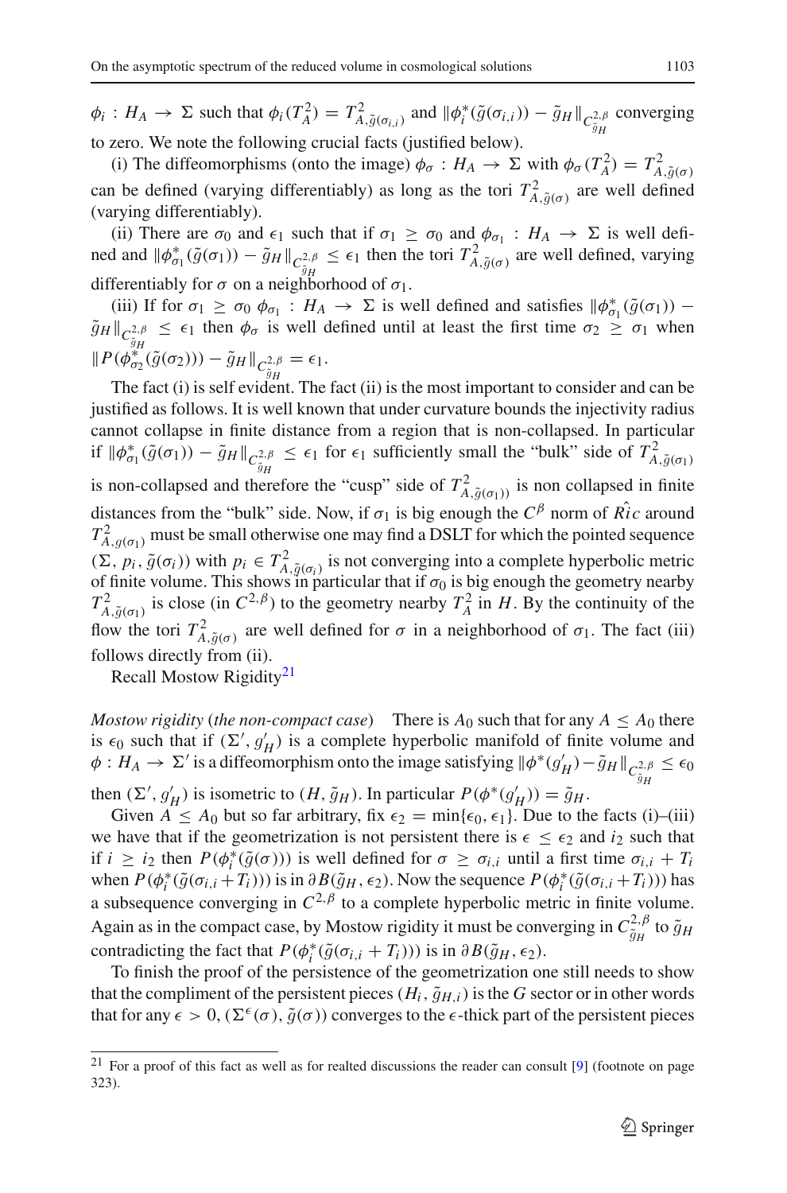$\phi_i : H_A \to \Sigma$ such that $\phi_i(T^2_A) = T^2_{A,\tilde{g}(\sigma_{i,i})}$ and $\|\phi_i^*(\tilde{g}(\sigma_{i,i})) - \tilde{g}_H\|_{C^{2,\beta}_{\tilde{g}_H}}$ converging to zero. We note the following crucial facts (justified below).

(i) The diffeomorphisms (onto the image) $\phi_\sigma : H_A \to \Sigma$ with $\phi_\sigma(T^2_A) = T^2_{A,\tilde{g}(\sigma)}$ can be defined (varying differentiably) as long as the tori $T^2_{A,\tilde{g}(\sigma)}$ are well defined (varying differentiably).

(ii) There are $\sigma_0$ and $\epsilon_1$ such that if $\sigma_1 \geq \sigma_0$ and $\phi_{\sigma_1} : H_A \to \Sigma$ is well defined and $\|\phi_{\sigma_1}^*(\tilde{g}(\sigma_1)) - \tilde{g}_H\|_{C^{2,\beta}_{\tilde{g}_H}} \leq \epsilon_1$ then the tori $T^2_{A,\tilde{g}(\sigma)}$ are well defined, varying differentiably for $\sigma$ on a neighborhood of $\sigma_1$.

(iii) If for $\sigma_1 \geq \sigma_0$ $\phi_{\sigma_1} : H_A \to \Sigma$ is well defined and satisfies $\|\phi_{\sigma_1}^*(\tilde{g}(\sigma_1)) - \tilde{g}_H\|_{C^{2,\beta}_{\tilde{g}_H}} \leq \epsilon_1$ then $\phi_\sigma$ is well defined until at least the first time $\sigma_2 \geq \sigma_1$ when $\|P(\phi_{\sigma_2}^*(\tilde{g}(\sigma_2))) - \tilde{g}_H\|_{C^{2,\beta}_{\tilde{g}_H}} = \epsilon_1$.

The fact (i) is self evident. The fact (ii) is the most important to consider and can be justified as follows. It is well known that under curvature bounds the injectivity radius cannot collapse in finite distance from a region that is non-collapsed. In particular if $\|\phi_{\sigma_1}^*(\tilde{g}(\sigma_1)) - \tilde{g}_H\|_{C^{2,\beta}_{\tilde{g}_H}} \leq \epsilon_1$ for $\epsilon_1$ sufficiently small the "bulk" side of $T^2_{A,\tilde{g}(\sigma_1)}$ is non-collapsed and therefore the "cusp" side of $T^2_{A,\tilde{g}(\sigma_1))}$ is non collapsed in finite distances from the "bulk" side. Now, if $\sigma_1$ is big enough the $C^\beta$ norm of $\hat{Ric}$ around $T^2_{A,g(\sigma_1)}$ must be small otherwise one may find a DSLT for which the pointed sequence $(\Sigma, p_i, \tilde{g}(\sigma_i))$ with $p_i \in T^2_{A,\tilde{g}(\sigma_i)}$ is not converging into a complete hyperbolic metric of finite volume. This shows in particular that if $\sigma_0$ is big enough the geometry nearby $T^2_{A,\tilde{g}(\sigma_1)}$ is close (in $C^{2,\beta}$) to the geometry nearby $T^2_A$ in $H$. By the continuity of the flow the tori $T^2_{A,\tilde{g}(\sigma)}$ are well defined for $\sigma$ in a neighborhood of $\sigma_1$. The fact (iii) follows directly from (ii).

Recall Mostow Rigidity[21]

*Mostow rigidity* (*the non-compact case*) There is $A_0$ such that for any $A \leq A_0$ there is $\epsilon_0$ such that if $(\Sigma', g'_H)$ is a complete hyperbolic manifold of finite volume and $\phi : H_A \to \Sigma'$ is a diffeomorphism onto the image satisfying $\|\phi^*(g'_H) - \tilde{g}_H\|_{C^{2,\beta}_{\tilde{g}_H}} \leq \epsilon_0$ then $(\Sigma', g'_H)$ is isometric to $(H, \tilde{g}_H)$. In particular $P(\phi^*(g'_H)) = \tilde{g}_H$.

Given $A \leq A_0$ but so far arbitrary, fix $\epsilon_2 = \min\{\epsilon_0, \epsilon_1\}$. Due to the facts (i)–(iii) we have that if the geometrization is not persistent there is $\epsilon \leq \epsilon_2$ and $i_2$ such that if $i \geq i_2$ then $P(\phi_i^*(\tilde{g}(\sigma)))$ is well defined for $\sigma \geq \sigma_{i,i}$ until a first time $\sigma_{i,i} + T_i$ when $P(\phi_i^*(\tilde{g}(\sigma_{i,i} + T_i)))$ is in $\partial B(\tilde{g}_H, \epsilon_2)$. Now the sequence $P(\phi_i^*(\tilde{g}(\sigma_{i,i} + T_i)))$ has a subsequence converging in $C^{2,\beta}$ to a complete hyperbolic metric in finite volume. Again as in the compact case, by Mostow rigidity it must be converging in $C^{2,\beta}_{\tilde{g}_H}$ to $\tilde{g}_H$ contradicting the fact that $P(\phi_i^*(\tilde{g}(\sigma_{i,i} + T_i)))$ is in $\partial B(\tilde{g}_H, \epsilon_2)$.

To finish the proof of the persistence of the geometrization one still needs to show that the compliment of the persistent pieces $(H_i, \tilde{g}_{H,i})$ is the $G$ sector or in other words that for any $\epsilon > 0$, $(\Sigma^\epsilon(\sigma), \tilde{g}(\sigma))$ converges to the $\epsilon$-thick part of the persistent pieces

---

[21] For a proof of this fact as well as for realted discussions the reader can consult [9] (footnote on page 323).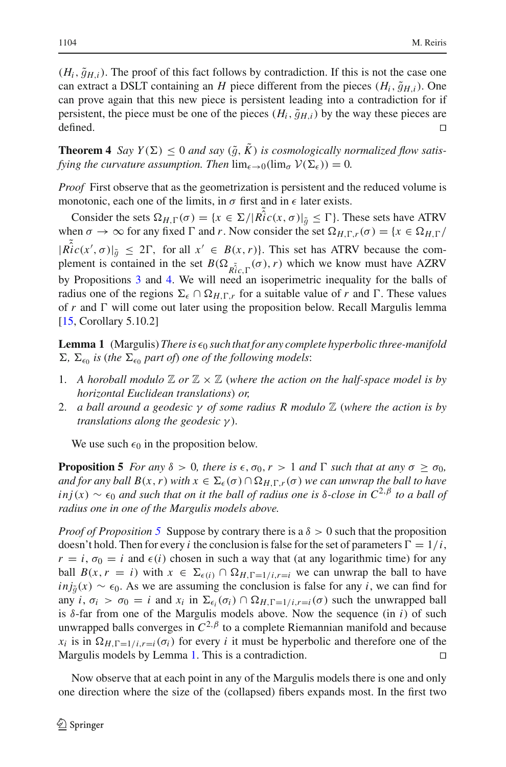$(H_i, \tilde{g}_{H,i})$. The proof of this fact follows by contradiction. If this is not the case one can extract a DSLT containing an $H$ piece different from the pieces $(H_i, \tilde{g}_{H,i})$. One can prove again that this new piece is persistent leading into a contradiction for if persistent, the piece must be one of the pieces $(H_i, \tilde{g}_{H,i})$ by the way these pieces are defined. □

**Theorem 4** *Say $Y(\Sigma) \leq 0$ and say $(\tilde{g}, \tilde{K})$ is cosmologically normalized flow satisfying the curvature assumption. Then $\lim_{\epsilon \to 0}(\lim_{\sigma} \mathcal{V}(\Sigma_{\epsilon})) = 0$.*

*Proof* First observe that as the geometrization is persistent and the reduced volume is monotonic, each one of the limits, in $\sigma$ first and in $\epsilon$ later exists.

Consider the sets $\Omega_{H,\Gamma}(\sigma) = \{x \in \Sigma / |\tilde{\tilde{Ric}}(x,\sigma)|_{\tilde{g}} \leq \Gamma\}$. These sets have ATRV when $\sigma \to \infty$ for any fixed $\Gamma$ and $r$. Now consider the set $\Omega_{H,\Gamma,r}(\sigma) = \{x \in \Omega_{H,\Gamma} / |\tilde{\tilde{Ric}}(x',\sigma)|_{\tilde{g}} \leq 2\Gamma,$ for all $x' \in B(x,r)\}$. This set has ATRV because the complement is contained in the set $B(\Omega_{\tilde{Ric},\Gamma}(\sigma), r)$ which we know must have AZRV by Propositions 3 and 4. We will need an isoperimetric inequality for the balls of radius one of the regions $\Sigma_{\epsilon} \cap \Omega_{H,\Gamma,r}$ for a suitable value of $r$ and $\Gamma$. These values of $r$ and $\Gamma$ will come out later using the proposition below. Recall Margulis lemma [15, Corollary 5.10.2]

**Lemma 1** (Margulis) *There is $\epsilon_0$ such that for any complete hyperbolic three-manifold $\Sigma$, $\Sigma_{\epsilon_0}$ is (the $\Sigma_{\epsilon_0}$ part of) one of the following models*:

1. *A horoball modulo $\mathbb{Z}$ or $\mathbb{Z} \times \mathbb{Z}$ (where the action on the half-space model is by horizontal Euclidean translations) or,*
2. *a ball around a geodesic $\gamma$ of some radius $R$ modulo $\mathbb{Z}$ (where the action is by translations along the geodesic $\gamma$).*

We use such $\epsilon_0$ in the proposition below.

**Proposition 5** *For any $\delta > 0$, there is $\epsilon, \sigma_0, r > 1$ and $\Gamma$ such that at any $\sigma \geq \sigma_0$, and for any ball $B(x,r)$ with $x \in \Sigma_{\epsilon}(\sigma) \cap \Omega_{H,\Gamma,r}(\sigma)$ we can unwrap the ball to have $inj(x) \sim \epsilon_0$ and such that on it the ball of radius one is $\delta$-close in $C^{2,\beta}$ to a ball of radius one in one of the Margulis models above.*

*Proof of Proposition 5* Suppose by contrary there is a $\delta > 0$ such that the proposition doesn't hold. Then for every $i$ the conclusion is false for the set of parameters $\Gamma = 1/i$, $r = i$, $\sigma_0 = i$ and $\epsilon(i)$ chosen in such a way that (at any logarithmic time) for any ball $B(x, r = i)$ with $x \in \Sigma_{\epsilon(i)} \cap \Omega_{H,\Gamma=1/i,r=i}$ we can unwrap the ball to have $inj_{\tilde{g}}(x) \sim \epsilon_0$. As we are assuming the conclusion is false for any $i$, we can find for any $i$, $\sigma_i > \sigma_0 = i$ and $x_i$ in $\Sigma_{\epsilon_i}(\sigma_i) \cap \Omega_{H,\Gamma=1/i,r=i}(\sigma)$ such the unwrapped ball is $\delta$-far from one of the Margulis models above. Now the sequence (in $i$) of such unwrapped balls converges in $C^{2,\beta}$ to a complete Riemannian manifold and because $x_i$ is in $\Omega_{H,\Gamma=1/i,r=i}(\sigma_i)$ for every $i$ it must be hyperbolic and therefore one of the Margulis models by Lemma 1. This is a contradiction. □

Now observe that at each point in any of the Margulis models there is one and only one direction where the size of the (collapsed) fibers expands most. In the first two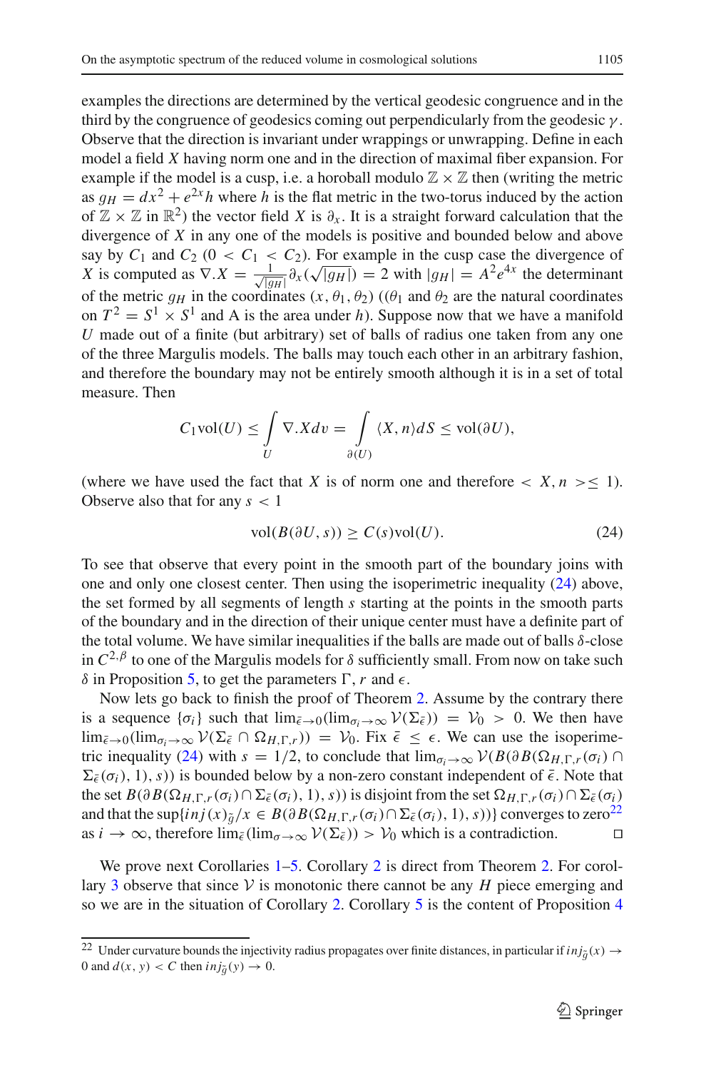examples the directions are determined by the vertical geodesic congruence and in the third by the congruence of geodesics coming out perpendicularly from the geodesic $\gamma$. Observe that the direction is invariant under wrappings or unwrapping. Define in each model a field $X$ having norm one and in the direction of maximal fiber expansion. For example if the model is a cusp, i.e. a horoball modulo $\mathbb{Z}\times\mathbb{Z}$ then (writing the metric as $g_H = dx^2 + e^{2x}h$ where $h$ is the flat metric in the two-torus induced by the action of $\mathbb{Z}\times\mathbb{Z}$ in $\mathbb{R}^2$) the vector field $X$ is $\partial_x$. It is a straight forward calculation that the divergence of $X$ in any one of the models is positive and bounded below and above say by $C_1$ and $C_2$ ($0 < C_1 < C_2$). For example in the cusp case the divergence of $X$ is computed as $\nabla.X = \frac{1}{\sqrt{|g_H|}}\partial_x(\sqrt{|g_H|}) = 2$ with $|g_H| = A^2 e^{4x}$ the determinant of the metric $g_H$ in the coordinates $(x,\theta_1,\theta_2)$ (($\theta_1$ and $\theta_2$ are the natural coordinates on $T^2 = S^1\times S^1$ and A is the area under $h$). Suppose now that we have a manifold $U$ made out of a finite (but arbitrary) set of balls of radius one taken from any one of the three Margulis models. The balls may touch each other in an arbitrary fashion, and therefore the boundary may not be entirely smooth although it is in a set of total measure. Then

$$C_1 \text{vol}(U) \leq \int\limits_U \nabla.X dv = \int\limits_{\partial(U)} \langle X, n\rangle dS \leq \text{vol}(\partial U),$$

(where we have used the fact that $X$ is of norm one and therefore $< X, n > \leq 1$). Observe also that for any $s < 1$

$$\text{vol}(B(\partial U, s)) \geq C(s)\text{vol}(U). \tag{24}$$

To see that observe that every point in the smooth part of the boundary joins with one and only one closest center. Then using the isoperimetric inequality (24) above, the set formed by all segments of length $s$ starting at the points in the smooth parts of the boundary and in the direction of their unique center must have a definite part of the total volume. We have similar inequalities if the balls are made out of balls $\delta$-close in $C^{2,\beta}$ to one of the Margulis models for $\delta$ sufficiently small. From now on take such $\delta$ in Proposition 5, to get the parameters $\Gamma$, $r$ and $\epsilon$.

Now lets go back to finish the proof of Theorem 2. Assume by the contrary there is a sequence $\{\sigma_i\}$ such that $\lim_{\bar{\epsilon}\rightarrow 0}(\lim_{\sigma_i\rightarrow\infty}\mathcal{V}(\Sigma_{\bar{\epsilon}})) = \mathcal{V}_0 > 0$. We then have $\lim_{\bar{\epsilon}\rightarrow 0}(\lim_{\sigma_i\rightarrow\infty}\mathcal{V}(\Sigma_{\bar{\epsilon}}\cap\Omega_{H,\Gamma,r})) = \mathcal{V}_0$. Fix $\bar{\epsilon}\leq\epsilon$. We can use the isoperimetric inequality (24) with $s = 1/2$, to conclude that $\lim_{\sigma_i\rightarrow\infty}\mathcal{V}(B(\partial B(\Omega_{H,\Gamma,r}(\sigma_i)\cap\Sigma_{\bar{\epsilon}}(\sigma_i),1),s))$ is bounded below by a non-zero constant independent of $\bar{\epsilon}$. Note that the set $B(\partial B(\Omega_{H,\Gamma,r}(\sigma_i)\cap\Sigma_{\bar{\epsilon}}(\sigma_i),1),s))$ is disjoint from the set $\Omega_{H,\Gamma,r}(\sigma_i)\cap\Sigma_{\bar{\epsilon}}(\sigma_i)$ and that the $\sup\{inj(x)_{\tilde{g}}/x\in B(\partial B(\Omega_{H,\Gamma,r}(\sigma_i)\cap\Sigma_{\bar{\epsilon}}(\sigma_i),1),s))\}$ converges to zero[22] as $i\rightarrow\infty$, therefore $\lim_{\bar{\epsilon}}(\lim_{\sigma\rightarrow\infty}\mathcal{V}(\Sigma_{\bar{\epsilon}})) > \mathcal{V}_0$ which is a contradiction. □

We prove next Corollaries 1–5. Corollary 2 is direct from Theorem 2. For corollary 3 observe that since $\mathcal{V}$ is monotonic there cannot be any $H$ piece emerging and so we are in the situation of Corollary 2. Corollary 5 is the content of Proposition 4

[22] Under curvature bounds the injectivity radius propagates over finite distances, in particular if $inj_{\tilde{g}}(x)\rightarrow 0$ and $d(x,y) < C$ then $inj_{\tilde{g}}(y)\rightarrow 0$.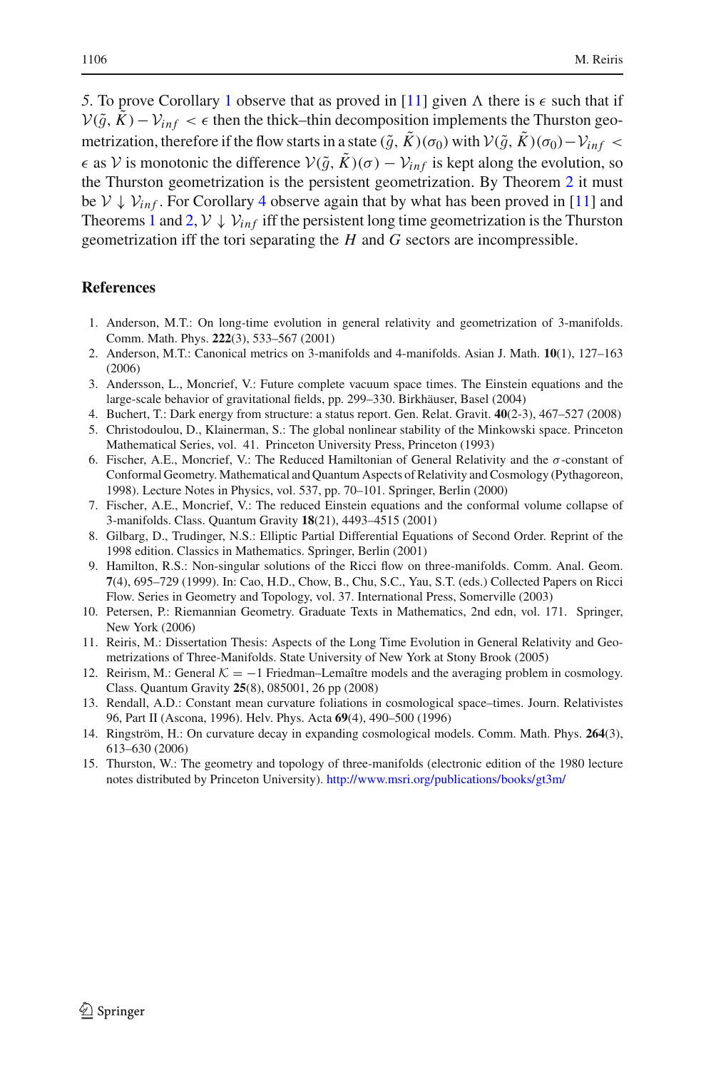*5*. To prove Corollary 1 observe that as proved in [11] given $\Lambda$ there is $\epsilon$ such that if $\mathcal{V}(\tilde{g}, \tilde{K}) - \mathcal{V}_{inf} < \epsilon$ then the thick–thin decomposition implements the Thurston geometrization, therefore if the flow starts in a state $(\tilde{g}, \tilde{K})(\sigma_0)$ with $\mathcal{V}(\tilde{g}, \tilde{K})(\sigma_0) - \mathcal{V}_{inf} < \epsilon$ as $\mathcal{V}$ is monotonic the difference $\mathcal{V}(\tilde{g}, \tilde{K})(\sigma) - \mathcal{V}_{inf}$ is kept along the evolution, so the Thurston geometrization is the persistent geometrization. By Theorem 2 it must be $\mathcal{V} \downarrow \mathcal{V}_{inf}$. For Corollary 4 observe again that by what has been proved in [11] and Theorems 1 and 2, $\mathcal{V} \downarrow \mathcal{V}_{inf}$ iff the persistent long time geometrization is the Thurston geometrization iff the tori separating the $H$ and $G$ sectors are incompressible.

## References

1. Anderson, M.T.: On long-time evolution in general relativity and geometrization of 3-manifolds. Comm. Math. Phys. **222**(3), 533–567 (2001)
2. Anderson, M.T.: Canonical metrics on 3-manifolds and 4-manifolds. Asian J. Math. **10**(1), 127–163 (2006)
3. Andersson, L., Moncrief, V.: Future complete vacuum space times. The Einstein equations and the large-scale behavior of gravitational fields, pp. 299–330. Birkhäuser, Basel (2004)
4. Buchert, T.: Dark energy from structure: a status report. Gen. Relat. Gravit. **40**(2-3), 467–527 (2008)
5. Christodoulou, D., Klainerman, S.: The global nonlinear stability of the Minkowski space. Princeton Mathematical Series, vol. 41. Princeton University Press, Princeton (1993)
6. Fischer, A.E., Moncrief, V.: The Reduced Hamiltonian of General Relativity and the $\sigma$-constant of Conformal Geometry. Mathematical and Quantum Aspects of Relativity and Cosmology (Pythagoreon, 1998). Lecture Notes in Physics, vol. 537, pp. 70–101. Springer, Berlin (2000)
7. Fischer, A.E., Moncrief, V.: The reduced Einstein equations and the conformal volume collapse of 3-manifolds. Class. Quantum Gravity **18**(21), 4493–4515 (2001)
8. Gilbarg, D., Trudinger, N.S.: Elliptic Partial Differential Equations of Second Order. Reprint of the 1998 edition. Classics in Mathematics. Springer, Berlin (2001)
9. Hamilton, R.S.: Non-singular solutions of the Ricci flow on three-manifolds. Comm. Anal. Geom. **7**(4), 695–729 (1999). In: Cao, H.D., Chow, B., Chu, S.C., Yau, S.T. (eds.) Collected Papers on Ricci Flow. Series in Geometry and Topology, vol. 37. International Press, Somerville (2003)
10. Petersen, P.: Riemannian Geometry. Graduate Texts in Mathematics, 2nd edn, vol. 171. Springer, New York (2006)
11. Reiris, M.: Dissertation Thesis: Aspects of the Long Time Evolution in General Relativity and Geometrizations of Three-Manifolds. State University of New York at Stony Brook (2005)
12. Reirism, M.: General $\mathcal{K} = -1$ Friedman–Lemaître models and the averaging problem in cosmology. Class. Quantum Gravity **25**(8), 085001, 26 pp (2008)
13. Rendall, A.D.: Constant mean curvature foliations in cosmological space–times. Journ. Relativistes 96, Part II (Ascona, 1996). Helv. Phys. Acta **69**(4), 490–500 (1996)
14. Ringström, H.: On curvature decay in expanding cosmological models. Comm. Math. Phys. **264**(3), 613–630 (2006)
15. Thurston, W.: The geometry and topology of three-manifolds (electronic edition of the 1980 lecture notes distributed by Princeton University). http://www.msri.org/publications/books/gt3m/